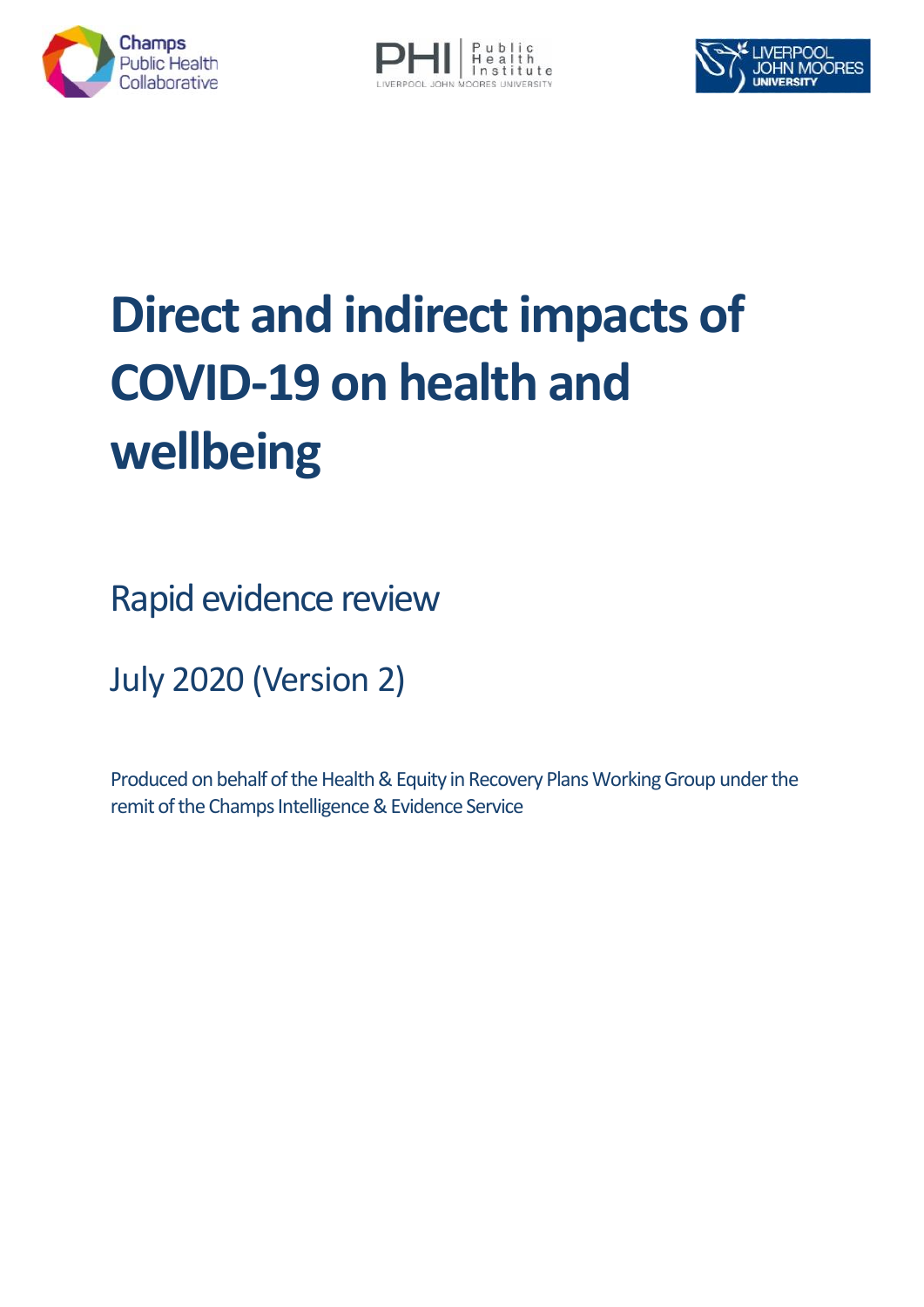Champs Public Health Collaborative

PHI Public Health Institute LIVERPOOL JOHN MOORES UNIVERSITY

LIVERPOOL JOHN MOORES UNIVERSITY

# Direct and indirect impacts of COVID-19 on health and wellbeing

## Rapid evidence review

## July 2020 (Version 2)

Produced on behalf of the Health & Equity in Recovery Plans Working Group under the remit of the Champs Intelligence & Evidence Service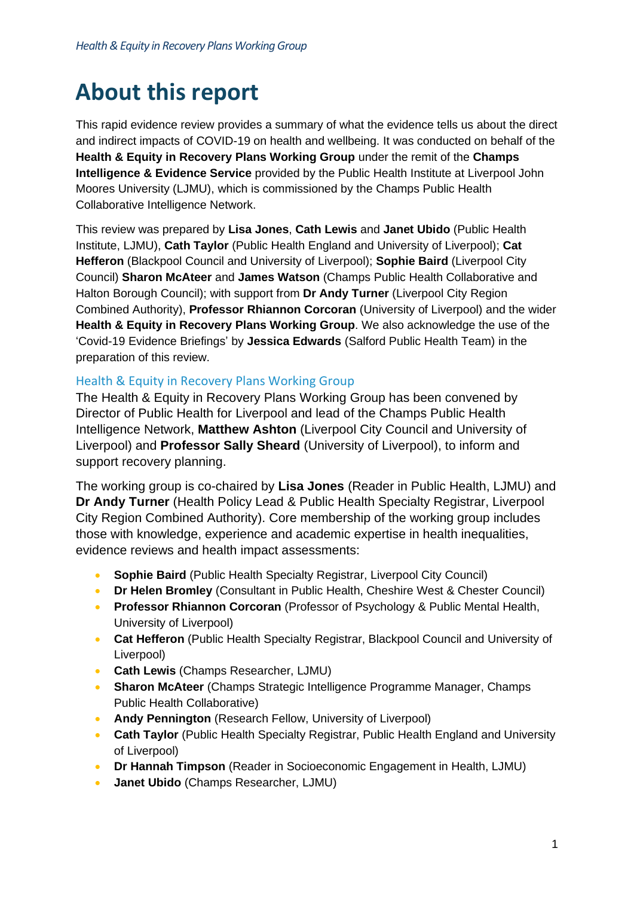# About this report

This rapid evidence review provides a summary of what the evidence tells us about the direct and indirect impacts of COVID-19 on health and wellbeing. It was conducted on behalf of the **Health & Equity in Recovery Plans Working Group** under the remit of the **Champs Intelligence & Evidence Service** provided by the Public Health Institute at Liverpool John Moores University (LJMU), which is commissioned by the Champs Public Health Collaborative Intelligence Network.

This review was prepared by **Lisa Jones**, **Cath Lewis** and **Janet Ubido** (Public Health Institute, LJMU), **Cath Taylor** (Public Health England and University of Liverpool); **Cat Hefferon** (Blackpool Council and University of Liverpool); **Sophie Baird** (Liverpool City Council) **Sharon McAteer** and **James Watson** (Champs Public Health Collaborative and Halton Borough Council); with support from **Dr Andy Turner** (Liverpool City Region Combined Authority), **Professor Rhiannon Corcoran** (University of Liverpool) and the wider **Health & Equity in Recovery Plans Working Group**. We also acknowledge the use of the 'Covid-19 Evidence Briefings' by **Jessica Edwards** (Salford Public Health Team) in the preparation of this review.

## Health & Equity in Recovery Plans Working Group

The Health & Equity in Recovery Plans Working Group has been convened by Director of Public Health for Liverpool and lead of the Champs Public Health Intelligence Network, **Matthew Ashton** (Liverpool City Council and University of Liverpool) and **Professor Sally Sheard** (University of Liverpool), to inform and support recovery planning.

The working group is co-chaired by **Lisa Jones** (Reader in Public Health, LJMU) and **Dr Andy Turner** (Health Policy Lead & Public Health Specialty Registrar, Liverpool City Region Combined Authority). Core membership of the working group includes those with knowledge, experience and academic expertise in health inequalities, evidence reviews and health impact assessments:

- **Sophie Baird** (Public Health Specialty Registrar, Liverpool City Council)
- **Dr Helen Bromley** (Consultant in Public Health, Cheshire West & Chester Council)
- **Professor Rhiannon Corcoran** (Professor of Psychology & Public Mental Health, University of Liverpool)
- **Cat Hefferon** (Public Health Specialty Registrar, Blackpool Council and University of Liverpool)
- **Cath Lewis** (Champs Researcher, LJMU)
- **Sharon McAteer** (Champs Strategic Intelligence Programme Manager, Champs Public Health Collaborative)
- **Andy Pennington** (Research Fellow, University of Liverpool)
- **Cath Taylor** (Public Health Specialty Registrar, Public Health England and University of Liverpool)
- **Dr Hannah Timpson** (Reader in Socioeconomic Engagement in Health, LJMU)
- **Janet Ubido** (Champs Researcher, LJMU)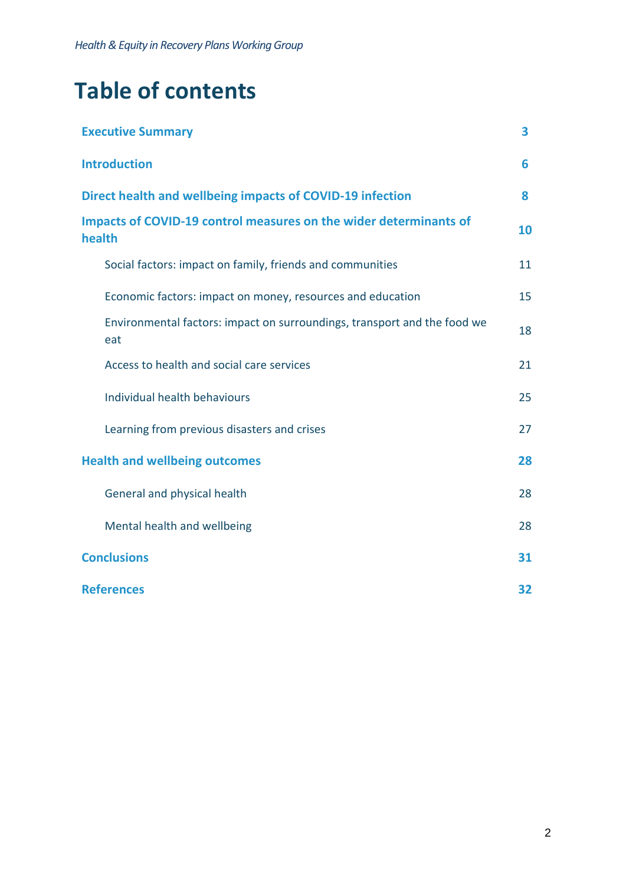# Table of contents

| | |
|---|---|
| **Executive Summary** | **3** |
| **Introduction** | **6** |
| **Direct health and wellbeing impacts of COVID-19 infection** | **8** |
| **Impacts of COVID-19 control measures on the wider determinants of health** | **10** |
| Social factors: impact on family, friends and communities | 11 |
| Economic factors: impact on money, resources and education | 15 |
| Environmental factors: impact on surroundings, transport and the food we eat | 18 |
| Access to health and social care services | 21 |
| Individual health behaviours | 25 |
| Learning from previous disasters and crises | 27 |
| **Health and wellbeing outcomes** | **28** |
| General and physical health | 28 |
| Mental health and wellbeing | 28 |
| **Conclusions** | **31** |
| **References** | **32** |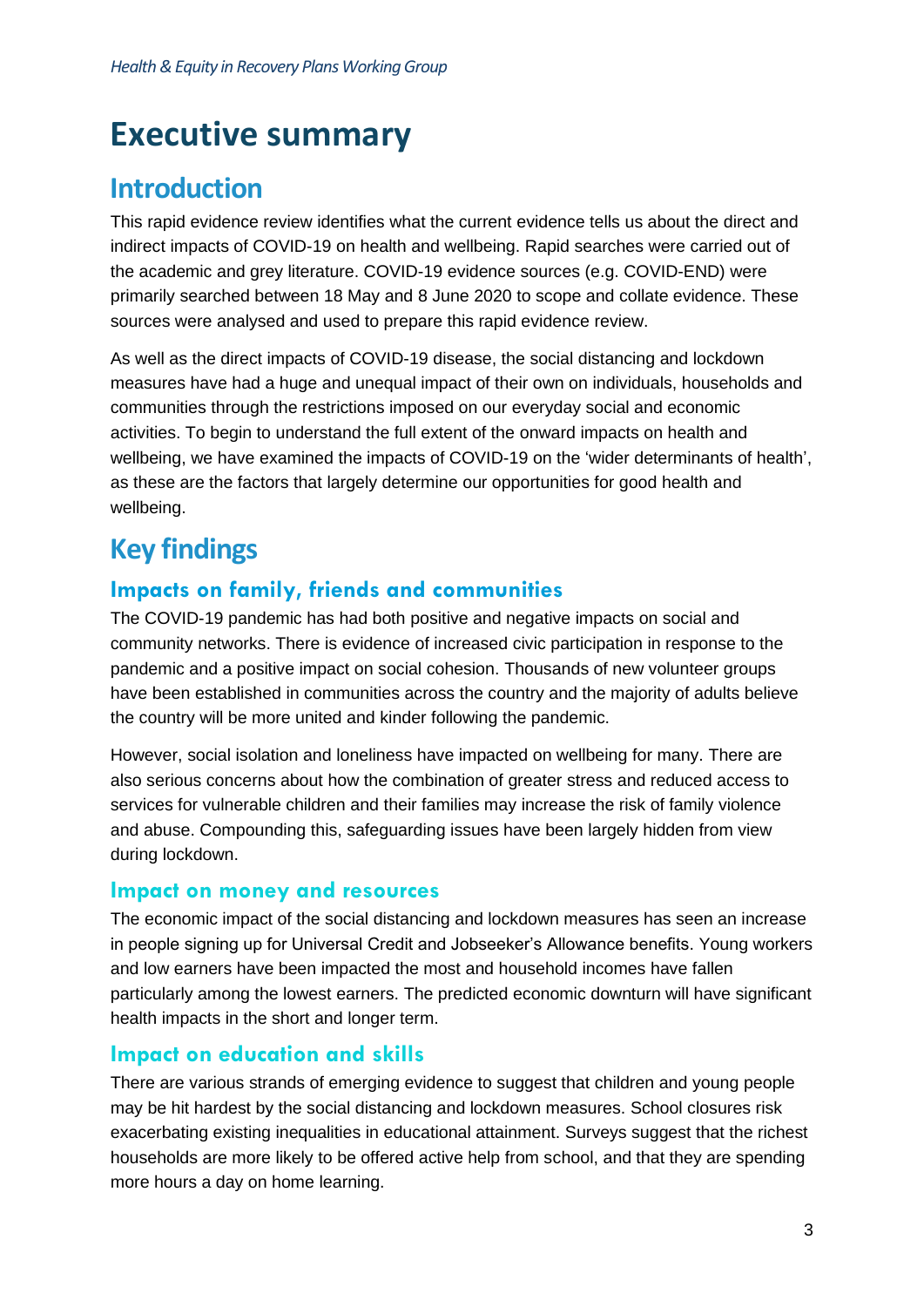# Executive summary

## Introduction

This rapid evidence review identifies what the current evidence tells us about the direct and indirect impacts of COVID-19 on health and wellbeing. Rapid searches were carried out of the academic and grey literature. COVID-19 evidence sources (e.g. COVID-END) were primarily searched between 18 May and 8 June 2020 to scope and collate evidence. These sources were analysed and used to prepare this rapid evidence review.

As well as the direct impacts of COVID-19 disease, the social distancing and lockdown measures have had a huge and unequal impact of their own on individuals, households and communities through the restrictions imposed on our everyday social and economic activities. To begin to understand the full extent of the onward impacts on health and wellbeing, we have examined the impacts of COVID-19 on the 'wider determinants of health', as these are the factors that largely determine our opportunities for good health and wellbeing.

## Key findings

### Impacts on family, friends and communities

The COVID-19 pandemic has had both positive and negative impacts on social and community networks. There is evidence of increased civic participation in response to the pandemic and a positive impact on social cohesion. Thousands of new volunteer groups have been established in communities across the country and the majority of adults believe the country will be more united and kinder following the pandemic.

However, social isolation and loneliness have impacted on wellbeing for many. There are also serious concerns about how the combination of greater stress and reduced access to services for vulnerable children and their families may increase the risk of family violence and abuse. Compounding this, safeguarding issues have been largely hidden from view during lockdown.

### Impact on money and resources

The economic impact of the social distancing and lockdown measures has seen an increase in people signing up for Universal Credit and Jobseeker's Allowance benefits. Young workers and low earners have been impacted the most and household incomes have fallen particularly among the lowest earners. The predicted economic downturn will have significant health impacts in the short and longer term.

### Impact on education and skills

There are various strands of emerging evidence to suggest that children and young people may be hit hardest by the social distancing and lockdown measures. School closures risk exacerbating existing inequalities in educational attainment. Surveys suggest that the richest households are more likely to be offered active help from school, and that they are spending more hours a day on home learning.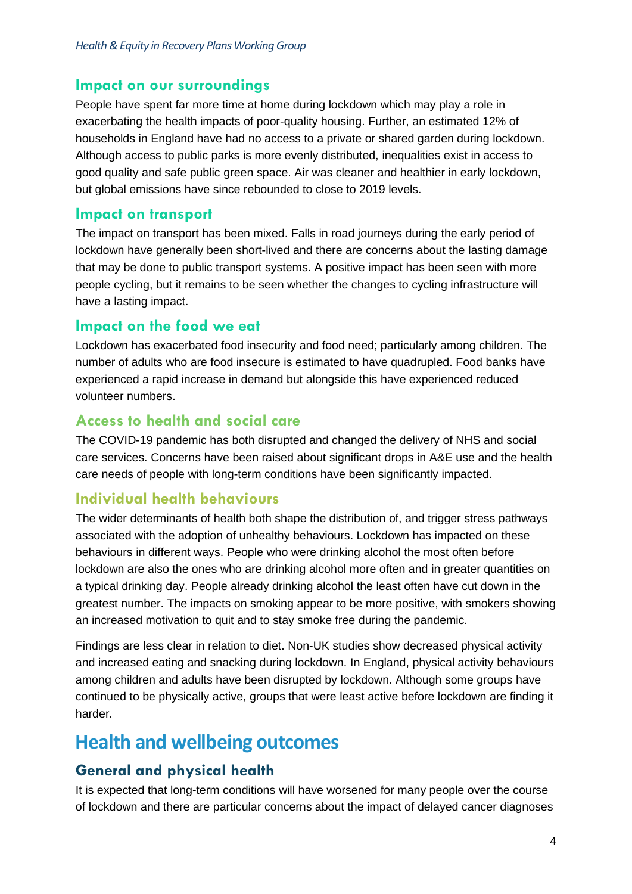### Impact on our surroundings

People have spent far more time at home during lockdown which may play a role in exacerbating the health impacts of poor-quality housing. Further, an estimated 12% of households in England have had no access to a private or shared garden during lockdown. Although access to public parks is more evenly distributed, inequalities exist in access to good quality and safe public green space. Air was cleaner and healthier in early lockdown, but global emissions have since rebounded to close to 2019 levels.

### Impact on transport

The impact on transport has been mixed. Falls in road journeys during the early period of lockdown have generally been short-lived and there are concerns about the lasting damage that may be done to public transport systems. A positive impact has been seen with more people cycling, but it remains to be seen whether the changes to cycling infrastructure will have a lasting impact.

### Impact on the food we eat

Lockdown has exacerbated food insecurity and food need; particularly among children. The number of adults who are food insecure is estimated to have quadrupled. Food banks have experienced a rapid increase in demand but alongside this have experienced reduced volunteer numbers.

### Access to health and social care

The COVID-19 pandemic has both disrupted and changed the delivery of NHS and social care services. Concerns have been raised about significant drops in A&E use and the health care needs of people with long-term conditions have been significantly impacted.

### Individual health behaviours

The wider determinants of health both shape the distribution of, and trigger stress pathways associated with the adoption of unhealthy behaviours. Lockdown has impacted on these behaviours in different ways. People who were drinking alcohol the most often before lockdown are also the ones who are drinking alcohol more often and in greater quantities on a typical drinking day. People already drinking alcohol the least often have cut down in the greatest number. The impacts on smoking appear to be more positive, with smokers showing an increased motivation to quit and to stay smoke free during the pandemic.

Findings are less clear in relation to diet. Non-UK studies show decreased physical activity and increased eating and snacking during lockdown. In England, physical activity behaviours among children and adults have been disrupted by lockdown. Although some groups have continued to be physically active, groups that were least active before lockdown are finding it harder.

## Health and wellbeing outcomes

### General and physical health

It is expected that long-term conditions will have worsened for many people over the course of lockdown and there are particular concerns about the impact of delayed cancer diagnoses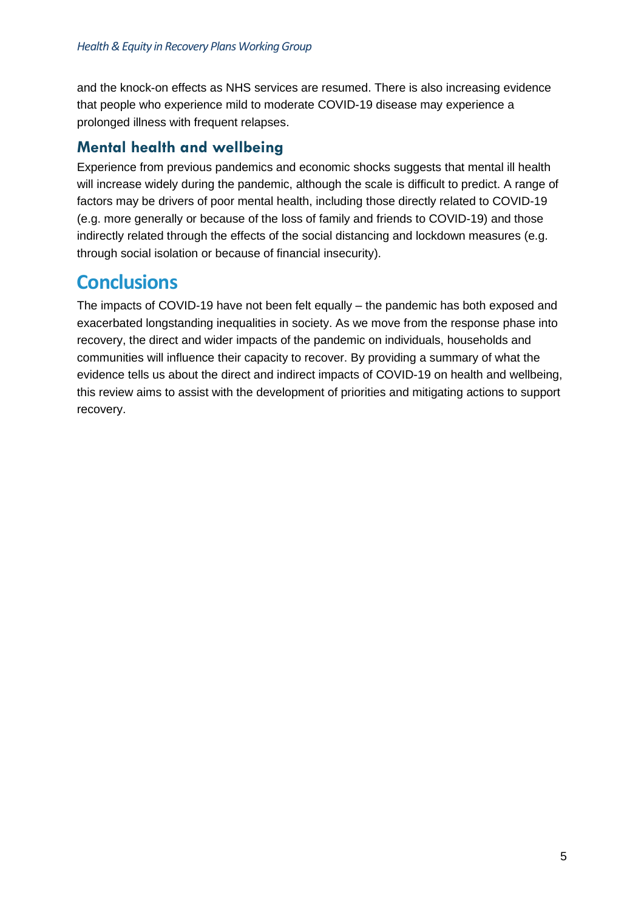and the knock-on effects as NHS services are resumed. There is also increasing evidence that people who experience mild to moderate COVID-19 disease may experience a prolonged illness with frequent relapses.

### Mental health and wellbeing

Experience from previous pandemics and economic shocks suggests that mental ill health will increase widely during the pandemic, although the scale is difficult to predict. A range of factors may be drivers of poor mental health, including those directly related to COVID-19 (e.g. more generally or because of the loss of family and friends to COVID-19) and those indirectly related through the effects of the social distancing and lockdown measures (e.g. through social isolation or because of financial insecurity).

## Conclusions

The impacts of COVID-19 have not been felt equally – the pandemic has both exposed and exacerbated longstanding inequalities in society. As we move from the response phase into recovery, the direct and wider impacts of the pandemic on individuals, households and communities will influence their capacity to recover. By providing a summary of what the evidence tells us about the direct and indirect impacts of COVID-19 on health and wellbeing, this review aims to assist with the development of priorities and mitigating actions to support recovery.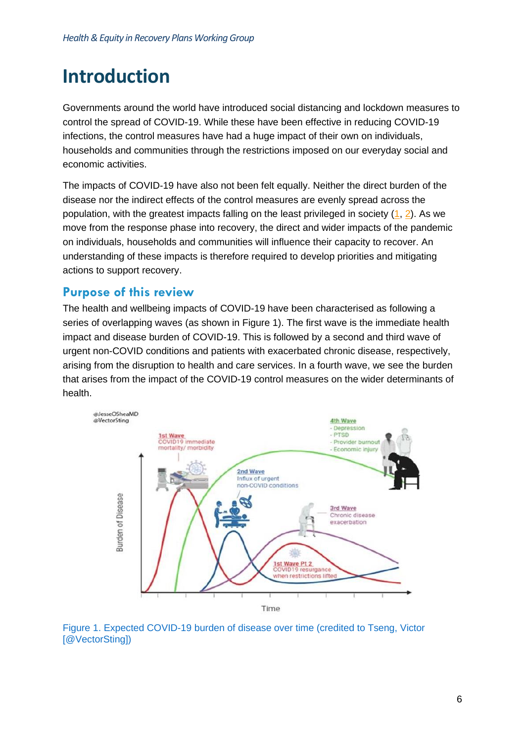# Introduction

Governments around the world have introduced social distancing and lockdown measures to control the spread of COVID-19. While these have been effective in reducing COVID-19 infections, the control measures have had a huge impact of their own on individuals, households and communities through the restrictions imposed on our everyday social and economic activities.

The impacts of COVID-19 have also not been felt equally. Neither the direct burden of the disease nor the indirect effects of the control measures are evenly spread across the population, with the greatest impacts falling on the least privileged in society (1, 2). As we move from the response phase into recovery, the direct and wider impacts of the pandemic on individuals, households and communities will influence their capacity to recover. An understanding of these impacts is therefore required to develop priorities and mitigating actions to support recovery.

## Purpose of this review

The health and wellbeing impacts of COVID-19 have been characterised as following a series of overlapping waves (as shown in Figure 1). The first wave is the immediate health impact and disease burden of COVID-19. This is followed by a second and third wave of urgent non-COVID conditions and patients with exacerbated chronic disease, respectively, arising from the disruption to health and care services. In a fourth wave, we see the burden that arises from the impact of the COVID-19 control measures on the wider determinants of health.

Figure 1. Expected COVID-19 burden of disease over time (credited to Tseng, Victor [@VectorSting])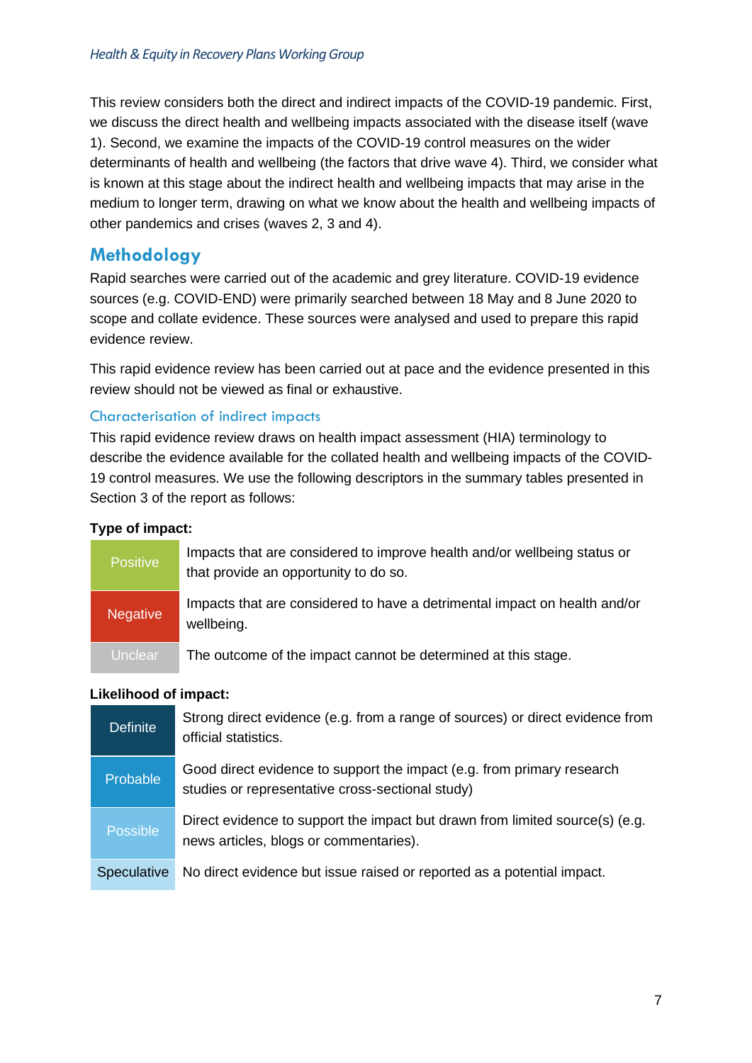This review considers both the direct and indirect impacts of the COVID-19 pandemic. First, we discuss the direct health and wellbeing impacts associated with the disease itself (wave 1). Second, we examine the impacts of the COVID-19 control measures on the wider determinants of health and wellbeing (the factors that drive wave 4). Third, we consider what is known at this stage about the indirect health and wellbeing impacts that may arise in the medium to longer term, drawing on what we know about the health and wellbeing impacts of other pandemics and crises (waves 2, 3 and 4).

## Methodology

Rapid searches were carried out of the academic and grey literature. COVID-19 evidence sources (e.g. COVID-END) were primarily searched between 18 May and 8 June 2020 to scope and collate evidence. These sources were analysed and used to prepare this rapid evidence review.

This rapid evidence review has been carried out at pace and the evidence presented in this review should not be viewed as final or exhaustive.

### Characterisation of indirect impacts

This rapid evidence review draws on health impact assessment (HIA) terminology to describe the evidence available for the collated health and wellbeing impacts of the COVID-19 control measures. We use the following descriptors in the summary tables presented in Section 3 of the report as follows:

**Type of impact:**

| | |
|---|---|
| Positive | Impacts that are considered to improve health and/or wellbeing status or that provide an opportunity to do so. |
| Negative | Impacts that are considered to have a detrimental impact on health and/or wellbeing. |
| Unclear | The outcome of the impact cannot be determined at this stage. |

**Likelihood of impact:**

| | |
|---|---|
| Definite | Strong direct evidence (e.g. from a range of sources) or direct evidence from official statistics. |
| Probable | Good direct evidence to support the impact (e.g. from primary research studies or representative cross-sectional study) |
| Possible | Direct evidence to support the impact but drawn from limited source(s) (e.g. news articles, blogs or commentaries). |
| Speculative | No direct evidence but issue raised or reported as a potential impact. |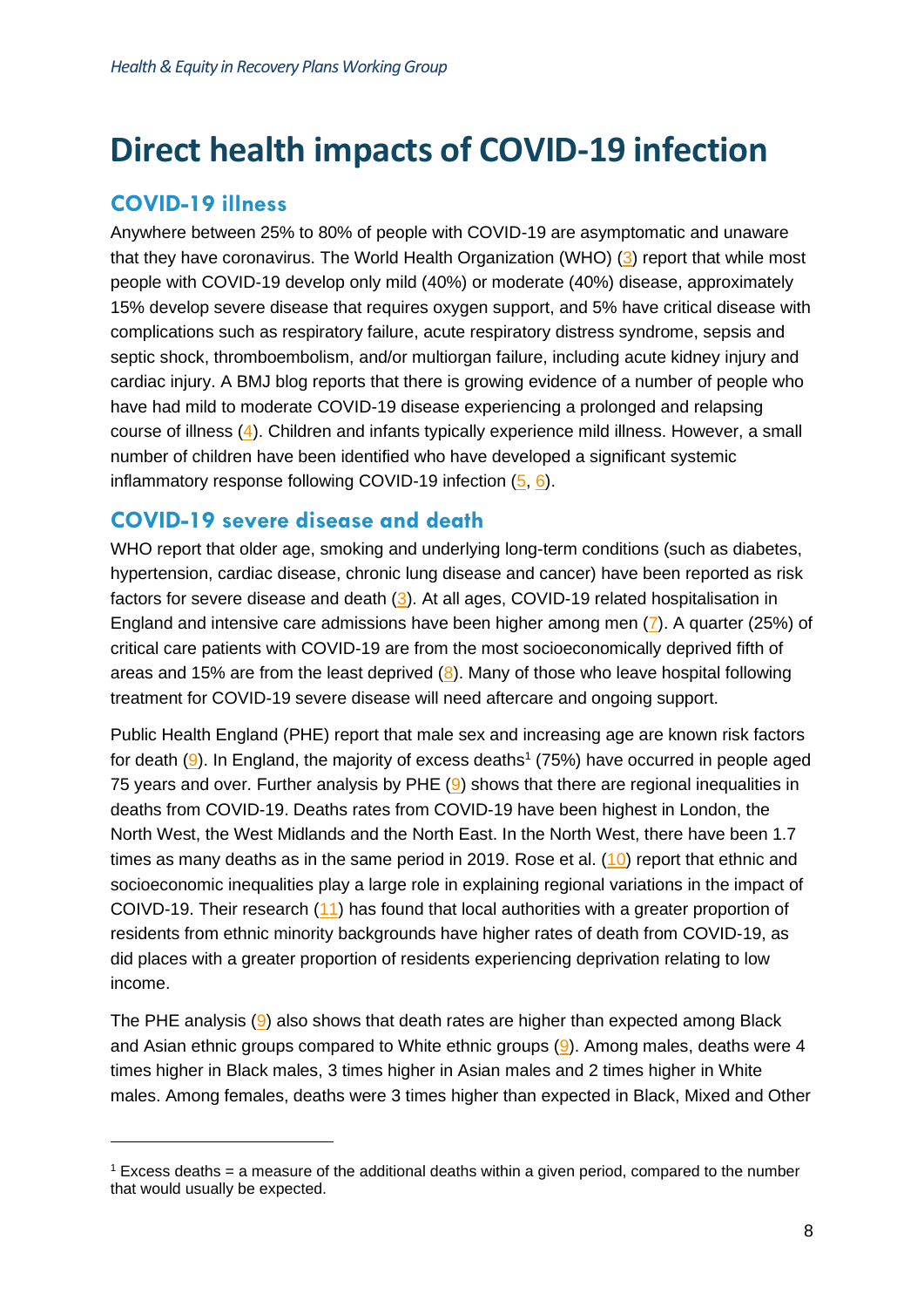# Direct health impacts of COVID-19 infection

## COVID-19 illness

Anywhere between 25% to 80% of people with COVID-19 are asymptomatic and unaware that they have coronavirus. The World Health Organization (WHO) (3) report that while most people with COVID-19 develop only mild (40%) or moderate (40%) disease, approximately 15% develop severe disease that requires oxygen support, and 5% have critical disease with complications such as respiratory failure, acute respiratory distress syndrome, sepsis and septic shock, thromboembolism, and/or multiorgan failure, including acute kidney injury and cardiac injury. A BMJ blog reports that there is growing evidence of a number of people who have had mild to moderate COVID-19 disease experiencing a prolonged and relapsing course of illness (4). Children and infants typically experience mild illness. However, a small number of children have been identified who have developed a significant systemic inflammatory response following COVID-19 infection (5, 6).

## COVID-19 severe disease and death

WHO report that older age, smoking and underlying long-term conditions (such as diabetes, hypertension, cardiac disease, chronic lung disease and cancer) have been reported as risk factors for severe disease and death (3). At all ages, COVID-19 related hospitalisation in England and intensive care admissions have been higher among men (7). A quarter (25%) of critical care patients with COVID-19 are from the most socioeconomically deprived fifth of areas and 15% are from the least deprived (8). Many of those who leave hospital following treatment for COVID-19 severe disease will need aftercare and ongoing support.

Public Health England (PHE) report that male sex and increasing age are known risk factors for death (9). In England, the majority of excess deaths[1] (75%) have occurred in people aged 75 years and over. Further analysis by PHE (9) shows that there are regional inequalities in deaths from COVID-19. Deaths rates from COVID-19 have been highest in London, the North West, the West Midlands and the North East. In the North West, there have been 1.7 times as many deaths as in the same period in 2019. Rose et al. (10) report that ethnic and socioeconomic inequalities play a large role in explaining regional variations in the impact of COIVD-19. Their research (11) has found that local authorities with a greater proportion of residents from ethnic minority backgrounds have higher rates of death from COVID-19, as did places with a greater proportion of residents experiencing deprivation relating to low income.

The PHE analysis (9) also shows that death rates are higher than expected among Black and Asian ethnic groups compared to White ethnic groups (9). Among males, deaths were 4 times higher in Black males, 3 times higher in Asian males and 2 times higher in White males. Among females, deaths were 3 times higher than expected in Black, Mixed and Other

---

[1] Excess deaths = a measure of the additional deaths within a given period, compared to the number that would usually be expected.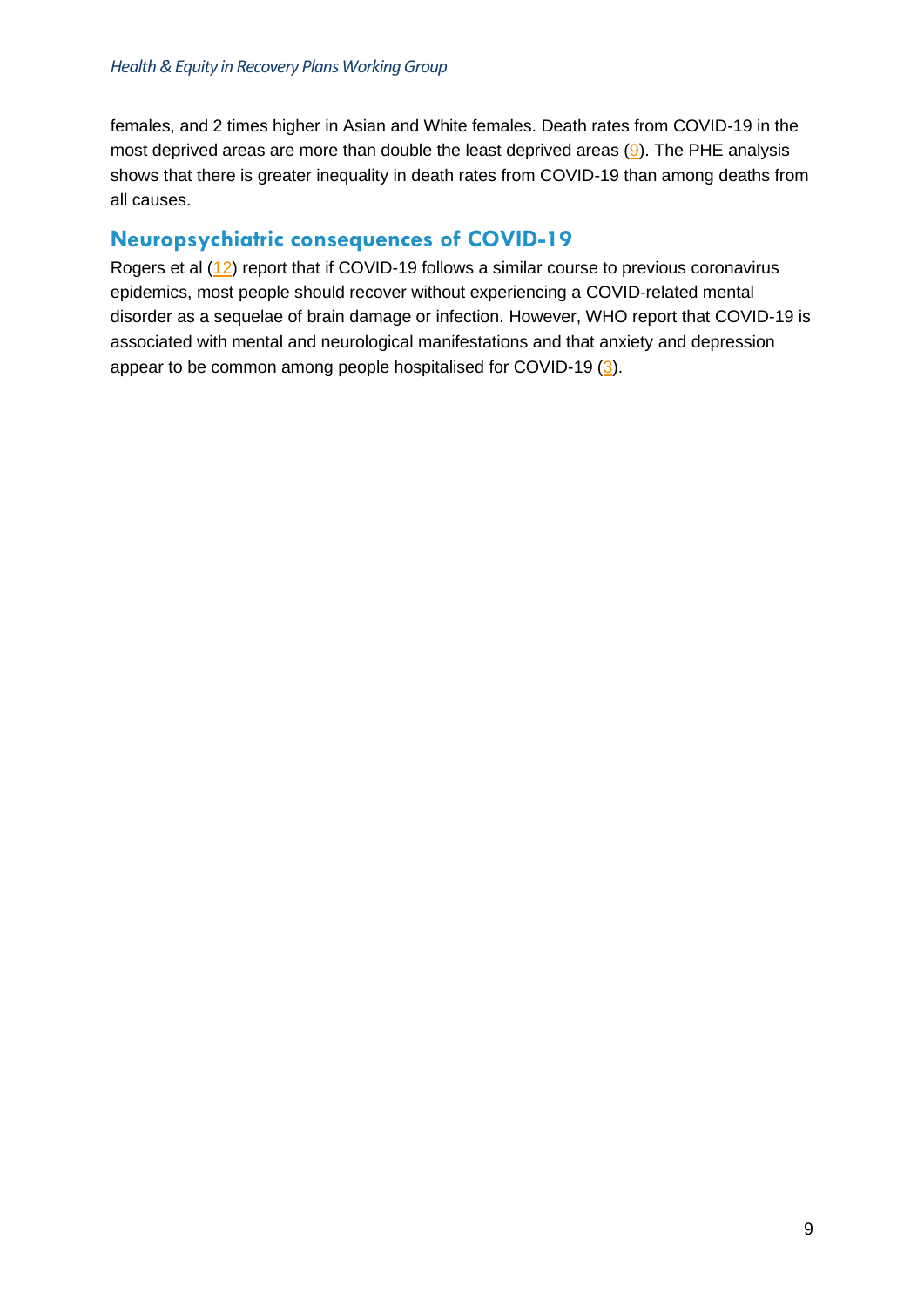females, and 2 times higher in Asian and White females. Death rates from COVID-19 in the most deprived areas are more than double the least deprived areas (9). The PHE analysis shows that there is greater inequality in death rates from COVID-19 than among deaths from all causes.

## Neuropsychiatric consequences of COVID-19

Rogers et al (12) report that if COVID-19 follows a similar course to previous coronavirus epidemics, most people should recover without experiencing a COVID-related mental disorder as a sequelae of brain damage or infection. However, WHO report that COVID-19 is associated with mental and neurological manifestations and that anxiety and depression appear to be common among people hospitalised for COVID-19 (3).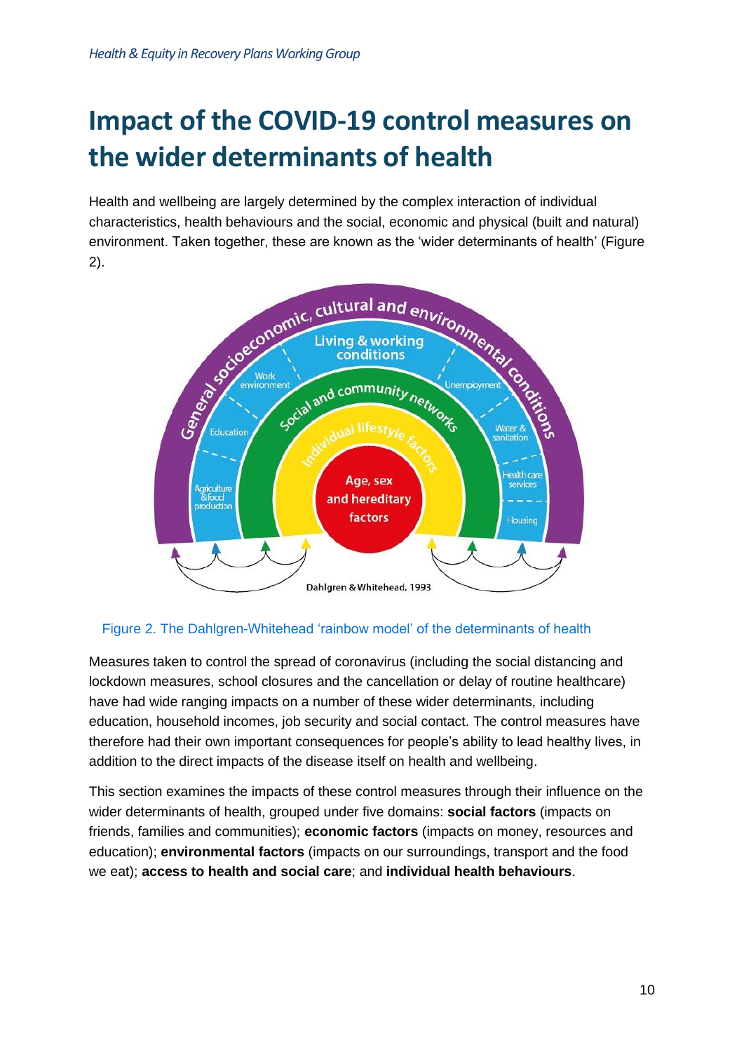# Impact of the COVID-19 control measures on the wider determinants of health

Health and wellbeing are largely determined by the complex interaction of individual characteristics, health behaviours and the social, economic and physical (built and natural) environment. Taken together, these are known as the 'wider determinants of health' (Figure 2).

Figure 2. The Dahlgren-Whitehead 'rainbow model' of the determinants of health

Measures taken to control the spread of coronavirus (including the social distancing and lockdown measures, school closures and the cancellation or delay of routine healthcare) have had wide ranging impacts on a number of these wider determinants, including education, household incomes, job security and social contact. The control measures have therefore had their own important consequences for people's ability to lead healthy lives, in addition to the direct impacts of the disease itself on health and wellbeing.

This section examines the impacts of these control measures through their influence on the wider determinants of health, grouped under five domains: **social factors** (impacts on friends, families and communities); **economic factors** (impacts on money, resources and education); **environmental factors** (impacts on our surroundings, transport and the food we eat); **access to health and social care**; and **individual health behaviours**.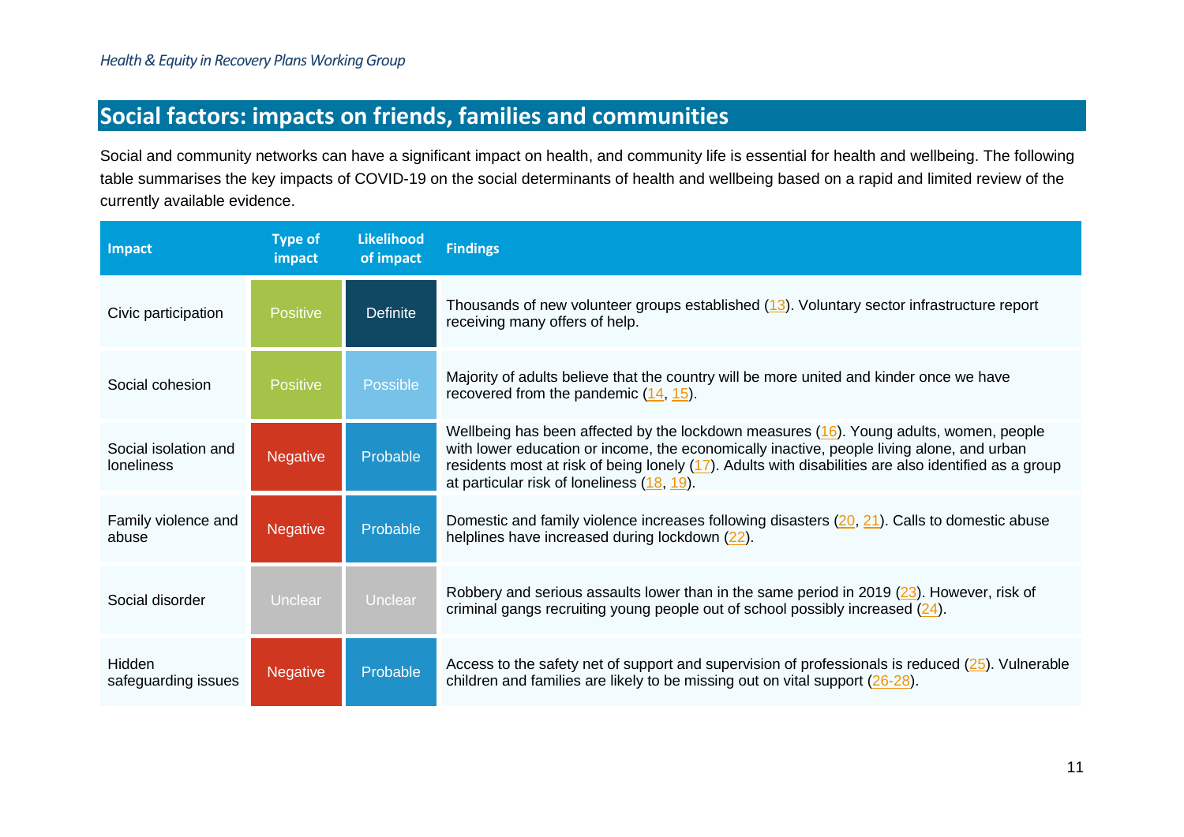## Social factors: impacts on friends, families and communities

Social and community networks can have a significant impact on health, and community life is essential for health and wellbeing. The following table summarises the key impacts of COVID-19 on the social determinants of health and wellbeing based on a rapid and limited review of the currently available evidence.

| Impact | Type of impact | Likelihood of impact | Findings |
|---|---|---|---|
| Civic participation | Positive | Definite | Thousands of new volunteer groups established (13). Voluntary sector infrastructure report receiving many offers of help. |
| Social cohesion | Positive | Possible | Majority of adults believe that the country will be more united and kinder once we have recovered from the pandemic (14, 15). |
| Social isolation and loneliness | Negative | Probable | Wellbeing has been affected by the lockdown measures (16). Young adults, women, people with lower education or income, the economically inactive, people living alone, and urban residents most at risk of being lonely (17). Adults with disabilities are also identified as a group at particular risk of loneliness (18, 19). |
| Family violence and abuse | Negative | Probable | Domestic and family violence increases following disasters (20, 21). Calls to domestic abuse helplines have increased during lockdown (22). |
| Social disorder | Unclear | Unclear | Robbery and serious assaults lower than in the same period in 2019 (23). However, risk of criminal gangs recruiting young people out of school possibly increased (24). |
| Hidden safeguarding issues | Negative | Probable | Access to the safety net of support and supervision of professionals is reduced (25). Vulnerable children and families are likely to be missing out on vital support (26-28). |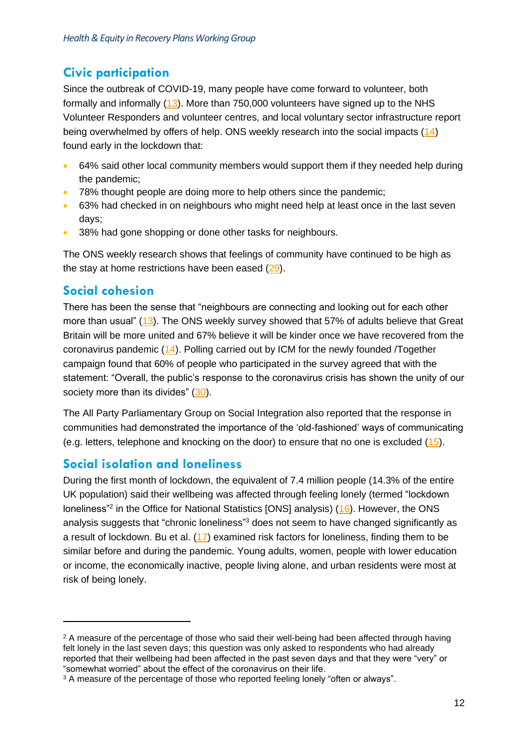## Civic participation

Since the outbreak of COVID-19, many people have come forward to volunteer, both formally and informally (13). More than 750,000 volunteers have signed up to the NHS Volunteer Responders and volunteer centres, and local voluntary sector infrastructure report being overwhelmed by offers of help. ONS weekly research into the social impacts (14) found early in the lockdown that:

- 64% said other local community members would support them if they needed help during the pandemic;
- 78% thought people are doing more to help others since the pandemic;
- 63% had checked in on neighbours who might need help at least once in the last seven days;
- 38% had gone shopping or done other tasks for neighbours.

The ONS weekly research shows that feelings of community have continued to be high as the stay at home restrictions have been eased (29).

## Social cohesion

There has been the sense that "neighbours are connecting and looking out for each other more than usual" (13). The ONS weekly survey showed that 57% of adults believe that Great Britain will be more united and 67% believe it will be kinder once we have recovered from the coronavirus pandemic (14). Polling carried out by ICM for the newly founded /Together campaign found that 60% of people who participated in the survey agreed that with the statement: "Overall, the public's response to the coronavirus crisis has shown the unity of our society more than its divides" (30).

The All Party Parliamentary Group on Social Integration also reported that the response in communities had demonstrated the importance of the 'old-fashioned' ways of communicating (e.g. letters, telephone and knocking on the door) to ensure that no one is excluded (15).

## Social isolation and loneliness

During the first month of lockdown, the equivalent of 7.4 million people (14.3% of the entire UK population) said their wellbeing was affected through feeling lonely (termed "lockdown loneliness"[2] in the Office for National Statistics [ONS] analysis) (16). However, the ONS analysis suggests that "chronic loneliness"[3] does not seem to have changed significantly as a result of lockdown. Bu et al. (17) examined risk factors for loneliness, finding them to be similar before and during the pandemic. Young adults, women, people with lower education or income, the economically inactive, people living alone, and urban residents were most at risk of being lonely.

---

[2] A measure of the percentage of those who said their well-being had been affected through having felt lonely in the last seven days; this question was only asked to respondents who had already reported that their wellbeing had been affected in the past seven days and that they were "very" or "somewhat worried" about the effect of the coronavirus on their life.

[3] A measure of the percentage of those who reported feeling lonely "often or always".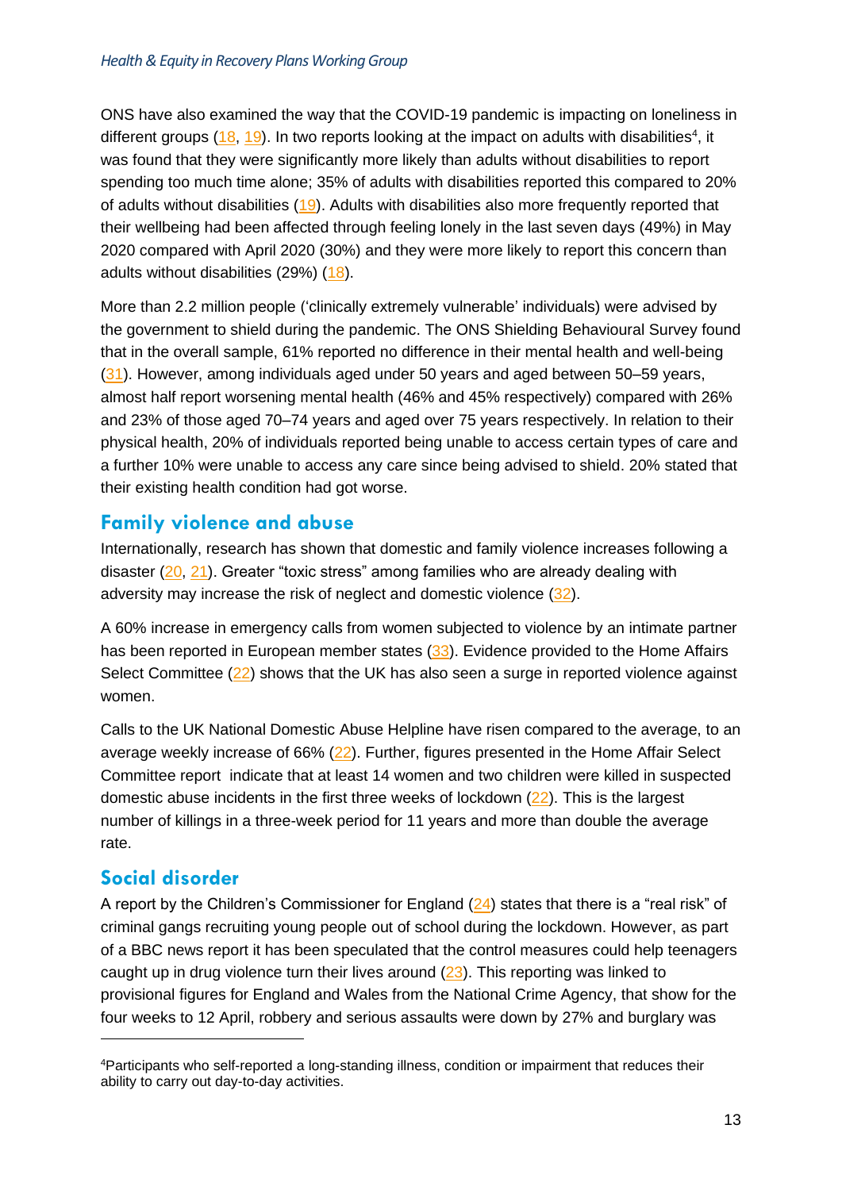ONS have also examined the way that the COVID-19 pandemic is impacting on loneliness in different groups (18, 19). In two reports looking at the impact on adults with disabilities[4], it was found that they were significantly more likely than adults without disabilities to report spending too much time alone; 35% of adults with disabilities reported this compared to 20% of adults without disabilities (19). Adults with disabilities also more frequently reported that their wellbeing had been affected through feeling lonely in the last seven days (49%) in May 2020 compared with April 2020 (30%) and they were more likely to report this concern than adults without disabilities (29%) (18).

More than 2.2 million people ('clinically extremely vulnerable' individuals) were advised by the government to shield during the pandemic. The ONS Shielding Behavioural Survey found that in the overall sample, 61% reported no difference in their mental health and well-being (31). However, among individuals aged under 50 years and aged between 50–59 years, almost half report worsening mental health (46% and 45% respectively) compared with 26% and 23% of those aged 70–74 years and aged over 75 years respectively. In relation to their physical health, 20% of individuals reported being unable to access certain types of care and a further 10% were unable to access any care since being advised to shield. 20% stated that their existing health condition had got worse.

## Family violence and abuse

Internationally, research has shown that domestic and family violence increases following a disaster (20, 21). Greater "toxic stress" among families who are already dealing with adversity may increase the risk of neglect and domestic violence (32).

A 60% increase in emergency calls from women subjected to violence by an intimate partner has been reported in European member states (33). Evidence provided to the Home Affairs Select Committee (22) shows that the UK has also seen a surge in reported violence against women.

Calls to the UK National Domestic Abuse Helpline have risen compared to the average, to an average weekly increase of 66% (22). Further, figures presented in the Home Affair Select Committee report indicate that at least 14 women and two children were killed in suspected domestic abuse incidents in the first three weeks of lockdown (22). This is the largest number of killings in a three-week period for 11 years and more than double the average rate.

## Social disorder

A report by the Children's Commissioner for England (24) states that there is a "real risk" of criminal gangs recruiting young people out of school during the lockdown. However, as part of a BBC news report it has been speculated that the control measures could help teenagers caught up in drug violence turn their lives around (23). This reporting was linked to provisional figures for England and Wales from the National Crime Agency, that show for the four weeks to 12 April, robbery and serious assaults were down by 27% and burglary was

[4]Participants who self-reported a long-standing illness, condition or impairment that reduces their ability to carry out day-to-day activities.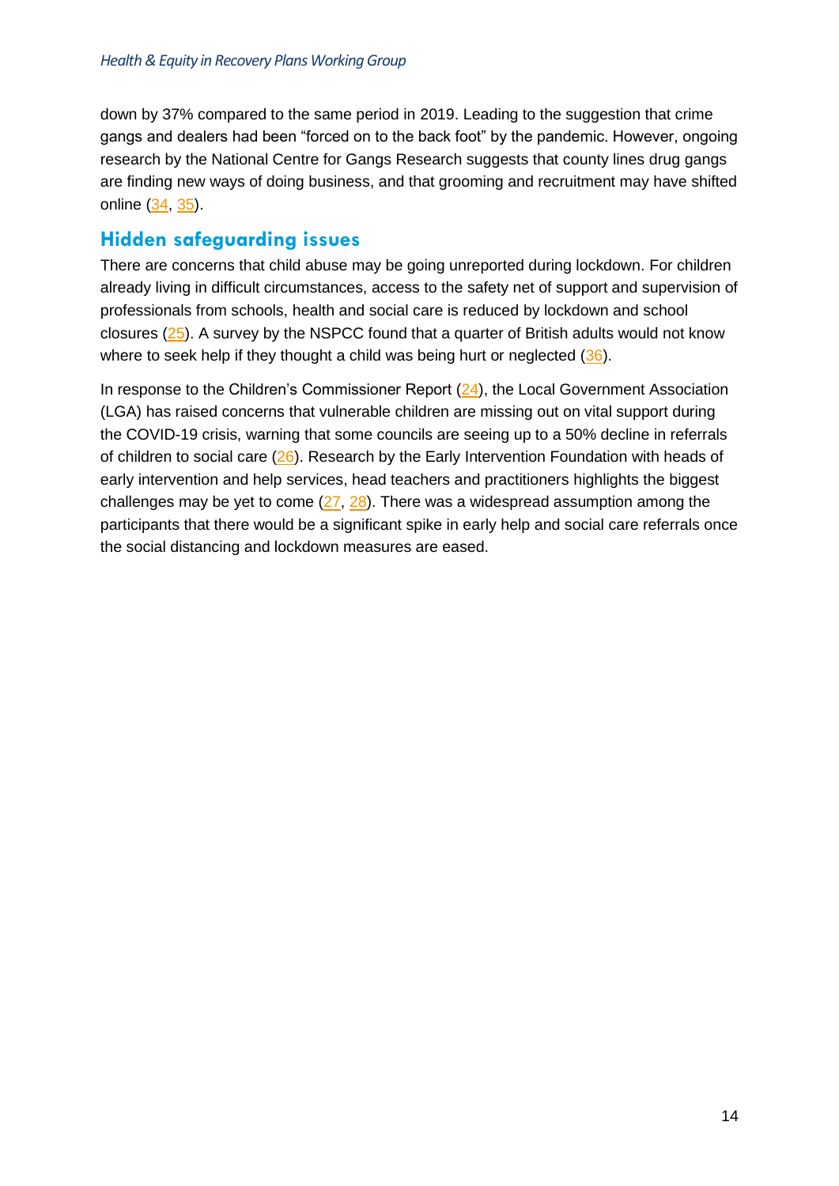down by 37% compared to the same period in 2019. Leading to the suggestion that crime gangs and dealers had been "forced on to the back foot" by the pandemic. However, ongoing research by the National Centre for Gangs Research suggests that county lines drug gangs are finding new ways of doing business, and that grooming and recruitment may have shifted online (34, 35).

## Hidden safeguarding issues

There are concerns that child abuse may be going unreported during lockdown. For children already living in difficult circumstances, access to the safety net of support and supervision of professionals from schools, health and social care is reduced by lockdown and school closures (25). A survey by the NSPCC found that a quarter of British adults would not know where to seek help if they thought a child was being hurt or neglected (36).

In response to the Children's Commissioner Report (24), the Local Government Association (LGA) has raised concerns that vulnerable children are missing out on vital support during the COVID-19 crisis, warning that some councils are seeing up to a 50% decline in referrals of children to social care (26). Research by the Early Intervention Foundation with heads of early intervention and help services, head teachers and practitioners highlights the biggest challenges may be yet to come (27, 28). There was a widespread assumption among the participants that there would be a significant spike in early help and social care referrals once the social distancing and lockdown measures are eased.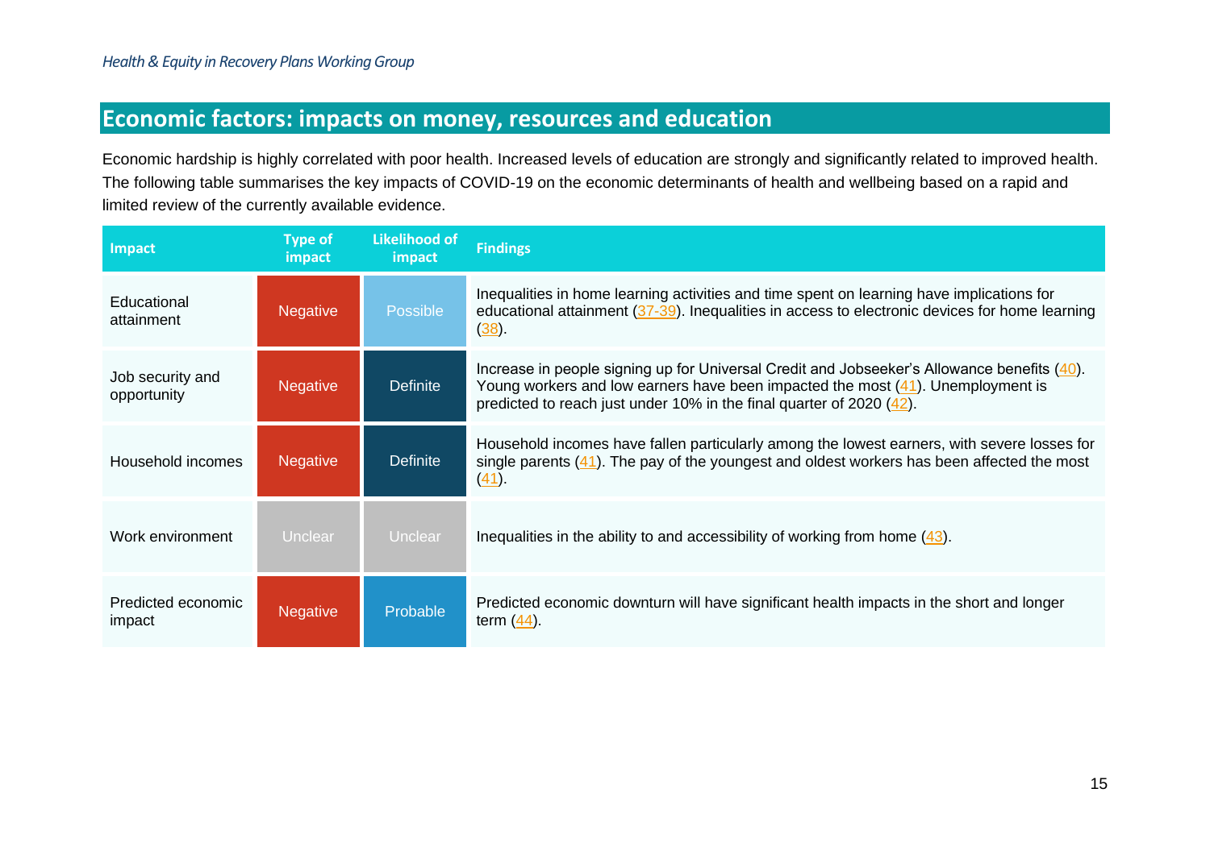## Economic factors: impacts on money, resources and education

Economic hardship is highly correlated with poor health. Increased levels of education are strongly and significantly related to improved health. The following table summarises the key impacts of COVID-19 on the economic determinants of health and wellbeing based on a rapid and limited review of the currently available evidence.

| Impact | Type of impact | Likelihood of impact | Findings |
|---|---|---|---|
| Educational attainment | Negative | Possible | Inequalities in home learning activities and time spent on learning have implications for educational attainment (37-39). Inequalities in access to electronic devices for home learning (38). |
| Job security and opportunity | Negative | Definite | Increase in people signing up for Universal Credit and Jobseeker's Allowance benefits (40). Young workers and low earners have been impacted the most (41). Unemployment is predicted to reach just under 10% in the final quarter of 2020 (42). |
| Household incomes | Negative | Definite | Household incomes have fallen particularly among the lowest earners, with severe losses for single parents (41). The pay of the youngest and oldest workers has been affected the most (41). |
| Work environment | Unclear | Unclear | Inequalities in the ability to and accessibility of working from home (43). |
| Predicted economic impact | Negative | Probable | Predicted economic downturn will have significant health impacts in the short and longer term (44). |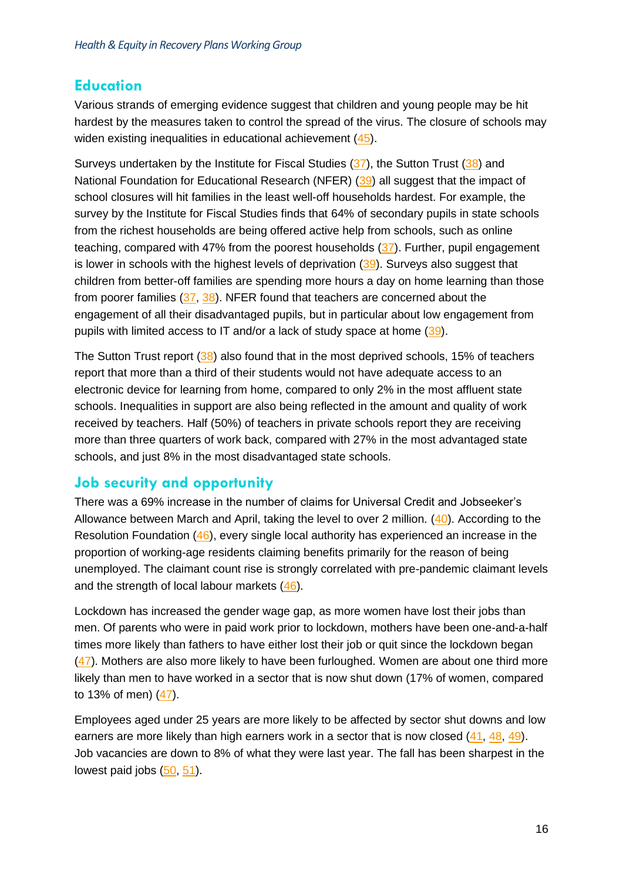## Education

Various strands of emerging evidence suggest that children and young people may be hit hardest by the measures taken to control the spread of the virus. The closure of schools may widen existing inequalities in educational achievement (45).

Surveys undertaken by the Institute for Fiscal Studies (37), the Sutton Trust (38) and National Foundation for Educational Research (NFER) (39) all suggest that the impact of school closures will hit families in the least well-off households hardest. For example, the survey by the Institute for Fiscal Studies finds that 64% of secondary pupils in state schools from the richest households are being offered active help from schools, such as online teaching, compared with 47% from the poorest households (37). Further, pupil engagement is lower in schools with the highest levels of deprivation (39). Surveys also suggest that children from better-off families are spending more hours a day on home learning than those from poorer families (37, 38). NFER found that teachers are concerned about the engagement of all their disadvantaged pupils, but in particular about low engagement from pupils with limited access to IT and/or a lack of study space at home (39).

The Sutton Trust report (38) also found that in the most deprived schools, 15% of teachers report that more than a third of their students would not have adequate access to an electronic device for learning from home, compared to only 2% in the most affluent state schools. Inequalities in support are also being reflected in the amount and quality of work received by teachers. Half (50%) of teachers in private schools report they are receiving more than three quarters of work back, compared with 27% in the most advantaged state schools, and just 8% in the most disadvantaged state schools.

## Job security and opportunity

There was a 69% increase in the number of claims for Universal Credit and Jobseeker's Allowance between March and April, taking the level to over 2 million. (40). According to the Resolution Foundation (46), every single local authority has experienced an increase in the proportion of working-age residents claiming benefits primarily for the reason of being unemployed. The claimant count rise is strongly correlated with pre-pandemic claimant levels and the strength of local labour markets (46).

Lockdown has increased the gender wage gap, as more women have lost their jobs than men. Of parents who were in paid work prior to lockdown, mothers have been one-and-a-half times more likely than fathers to have either lost their job or quit since the lockdown began (47). Mothers are also more likely to have been furloughed. Women are about one third more likely than men to have worked in a sector that is now shut down (17% of women, compared to 13% of men) (47).

Employees aged under 25 years are more likely to be affected by sector shut downs and low earners are more likely than high earners work in a sector that is now closed (41, 48, 49). Job vacancies are down to 8% of what they were last year. The fall has been sharpest in the lowest paid jobs (50, 51).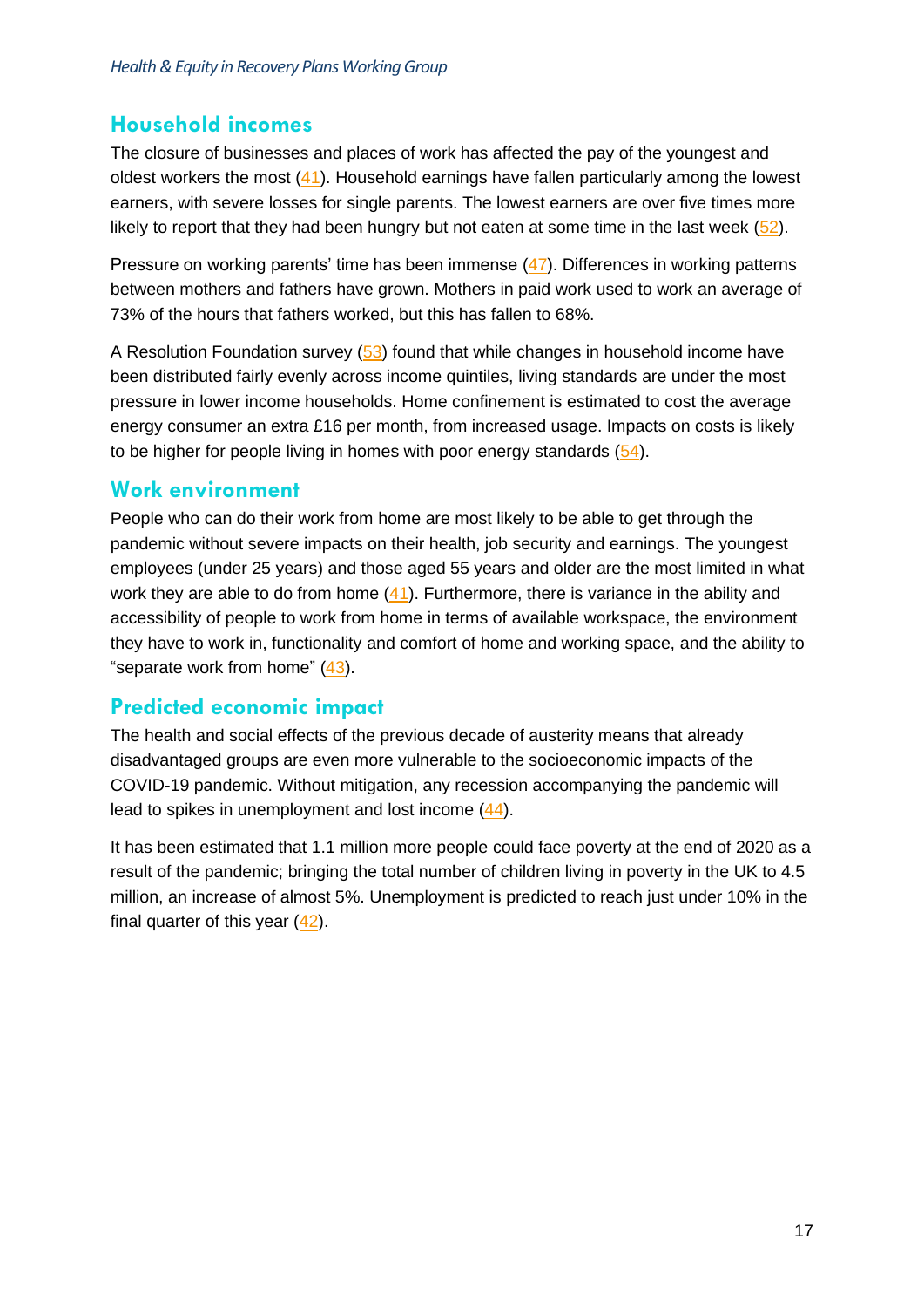## Household incomes

The closure of businesses and places of work has affected the pay of the youngest and oldest workers the most (41). Household earnings have fallen particularly among the lowest earners, with severe losses for single parents. The lowest earners are over five times more likely to report that they had been hungry but not eaten at some time in the last week (52).

Pressure on working parents' time has been immense (47). Differences in working patterns between mothers and fathers have grown. Mothers in paid work used to work an average of 73% of the hours that fathers worked, but this has fallen to 68%.

A Resolution Foundation survey (53) found that while changes in household income have been distributed fairly evenly across income quintiles, living standards are under the most pressure in lower income households. Home confinement is estimated to cost the average energy consumer an extra £16 per month, from increased usage. Impacts on costs is likely to be higher for people living in homes with poor energy standards (54).

## Work environment

People who can do their work from home are most likely to be able to get through the pandemic without severe impacts on their health, job security and earnings. The youngest employees (under 25 years) and those aged 55 years and older are the most limited in what work they are able to do from home (41). Furthermore, there is variance in the ability and accessibility of people to work from home in terms of available workspace, the environment they have to work in, functionality and comfort of home and working space, and the ability to "separate work from home" (43).

## Predicted economic impact

The health and social effects of the previous decade of austerity means that already disadvantaged groups are even more vulnerable to the socioeconomic impacts of the COVID-19 pandemic. Without mitigation, any recession accompanying the pandemic will lead to spikes in unemployment and lost income (44).

It has been estimated that 1.1 million more people could face poverty at the end of 2020 as a result of the pandemic; bringing the total number of children living in poverty in the UK to 4.5 million, an increase of almost 5%. Unemployment is predicted to reach just under 10% in the final quarter of this year (42).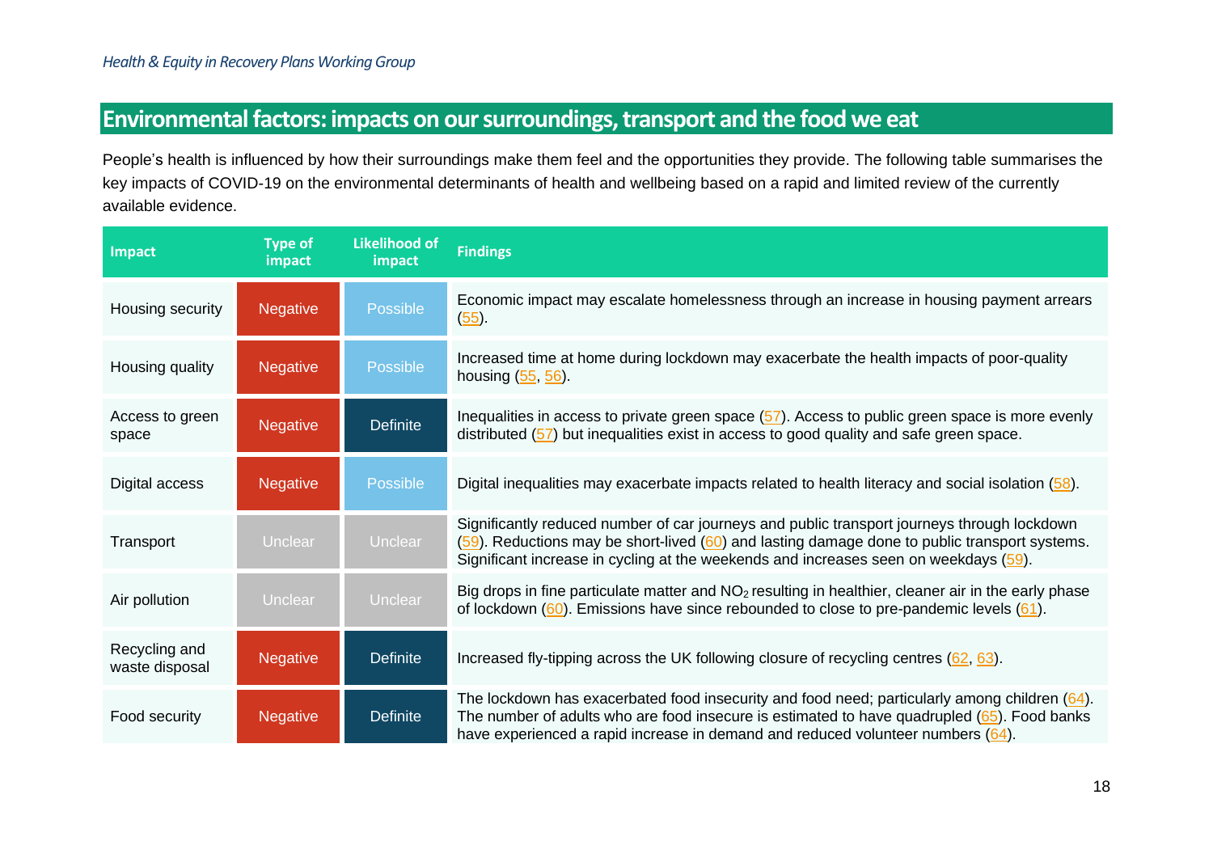## Environmental factors: impacts on our surroundings, transport and the food we eat

People's health is influenced by how their surroundings make them feel and the opportunities they provide. The following table summarises the key impacts of COVID-19 on the environmental determinants of health and wellbeing based on a rapid and limited review of the currently available evidence.

| Impact | Type of impact | Likelihood of impact | Findings |
|---|---|---|---|
| Housing security | Negative | Possible | Economic impact may escalate homelessness through an increase in housing payment arrears (55). |
| Housing quality | Negative | Possible | Increased time at home during lockdown may exacerbate the health impacts of poor-quality housing (55, 56). |
| Access to green space | Negative | Definite | Inequalities in access to private green space (57). Access to public green space is more evenly distributed (57) but inequalities exist in access to good quality and safe green space. |
| Digital access | Negative | Possible | Digital inequalities may exacerbate impacts related to health literacy and social isolation (58). |
| Transport | Unclear | Unclear | Significantly reduced number of car journeys and public transport journeys through lockdown (59). Reductions may be short-lived (60) and lasting damage done to public transport systems. Significant increase in cycling at the weekends and increases seen on weekdays (59). |
| Air pollution | Unclear | Unclear | Big drops in fine particulate matter and $NO_2$ resulting in healthier, cleaner air in the early phase of lockdown (60). Emissions have since rebounded to close to pre-pandemic levels (61). |
| Recycling and waste disposal | Negative | Definite | Increased fly-tipping across the UK following closure of recycling centres (62, 63). |
| Food security | Negative | Definite | The lockdown has exacerbated food insecurity and food need; particularly among children (64). The number of adults who are food insecure is estimated to have quadrupled (65). Food banks have experienced a rapid increase in demand and reduced volunteer numbers (64). |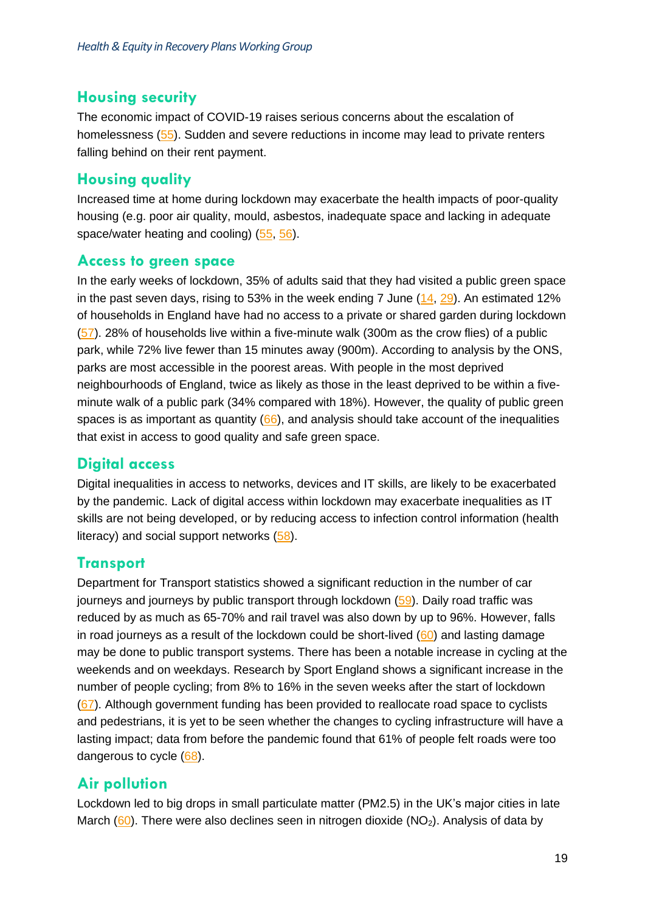## Housing security

The economic impact of COVID-19 raises serious concerns about the escalation of homelessness (55). Sudden and severe reductions in income may lead to private renters falling behind on their rent payment.

## Housing quality

Increased time at home during lockdown may exacerbate the health impacts of poor-quality housing (e.g. poor air quality, mould, asbestos, inadequate space and lacking in adequate space/water heating and cooling) (55, 56).

## Access to green space

In the early weeks of lockdown, 35% of adults said that they had visited a public green space in the past seven days, rising to 53% in the week ending 7 June (14, 29). An estimated 12% of households in England have had no access to a private or shared garden during lockdown (57). 28% of households live within a five-minute walk (300m as the crow flies) of a public park, while 72% live fewer than 15 minutes away (900m). According to analysis by the ONS, parks are most accessible in the poorest areas. With people in the most deprived neighbourhoods of England, twice as likely as those in the least deprived to be within a five-minute walk of a public park (34% compared with 18%). However, the quality of public green spaces is as important as quantity (66), and analysis should take account of the inequalities that exist in access to good quality and safe green space.

## Digital access

Digital inequalities in access to networks, devices and IT skills, are likely to be exacerbated by the pandemic. Lack of digital access within lockdown may exacerbate inequalities as IT skills are not being developed, or by reducing access to infection control information (health literacy) and social support networks (58).

## Transport

Department for Transport statistics showed a significant reduction in the number of car journeys and journeys by public transport through lockdown (59). Daily road traffic was reduced by as much as 65-70% and rail travel was also down by up to 96%. However, falls in road journeys as a result of the lockdown could be short-lived (60) and lasting damage may be done to public transport systems. There has been a notable increase in cycling at the weekends and on weekdays. Research by Sport England shows a significant increase in the number of people cycling; from 8% to 16% in the seven weeks after the start of lockdown (67). Although government funding has been provided to reallocate road space to cyclists and pedestrians, it is yet to be seen whether the changes to cycling infrastructure will have a lasting impact; data from before the pandemic found that 61% of people felt roads were too dangerous to cycle (68).

## Air pollution

Lockdown led to big drops in small particulate matter (PM2.5) in the UK's major cities in late March (60). There were also declines seen in nitrogen dioxide ($NO_2$). Analysis of data by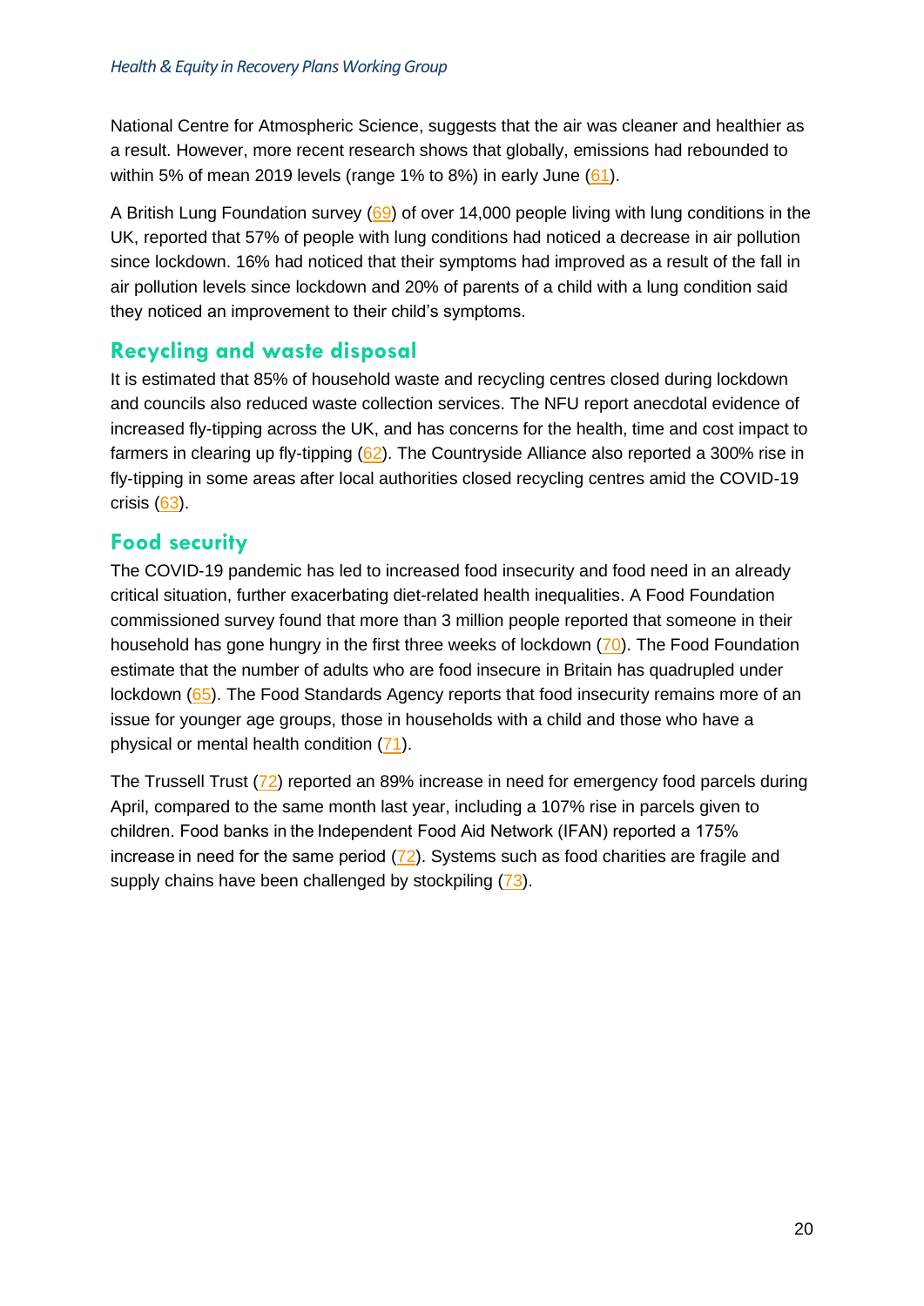National Centre for Atmospheric Science, suggests that the air was cleaner and healthier as a result. However, more recent research shows that globally, emissions had rebounded to within 5% of mean 2019 levels (range 1% to 8%) in early June (61).

A British Lung Foundation survey (69) of over 14,000 people living with lung conditions in the UK, reported that 57% of people with lung conditions had noticed a decrease in air pollution since lockdown. 16% had noticed that their symptoms had improved as a result of the fall in air pollution levels since lockdown and 20% of parents of a child with a lung condition said they noticed an improvement to their child's symptoms.

## Recycling and waste disposal

It is estimated that 85% of household waste and recycling centres closed during lockdown and councils also reduced waste collection services. The NFU report anecdotal evidence of increased fly-tipping across the UK, and has concerns for the health, time and cost impact to farmers in clearing up fly-tipping (62). The Countryside Alliance also reported a 300% rise in fly-tipping in some areas after local authorities closed recycling centres amid the COVID-19 crisis (63).

## Food security

The COVID-19 pandemic has led to increased food insecurity and food need in an already critical situation, further exacerbating diet-related health inequalities. A Food Foundation commissioned survey found that more than 3 million people reported that someone in their household has gone hungry in the first three weeks of lockdown (70). The Food Foundation estimate that the number of adults who are food insecure in Britain has quadrupled under lockdown (65). The Food Standards Agency reports that food insecurity remains more of an issue for younger age groups, those in households with a child and those who have a physical or mental health condition (71).

The Trussell Trust (72) reported an 89% increase in need for emergency food parcels during April, compared to the same month last year, including a 107% rise in parcels given to children. Food banks in the Independent Food Aid Network (IFAN) reported a 175% increase in need for the same period (72). Systems such as food charities are fragile and supply chains have been challenged by stockpiling (73).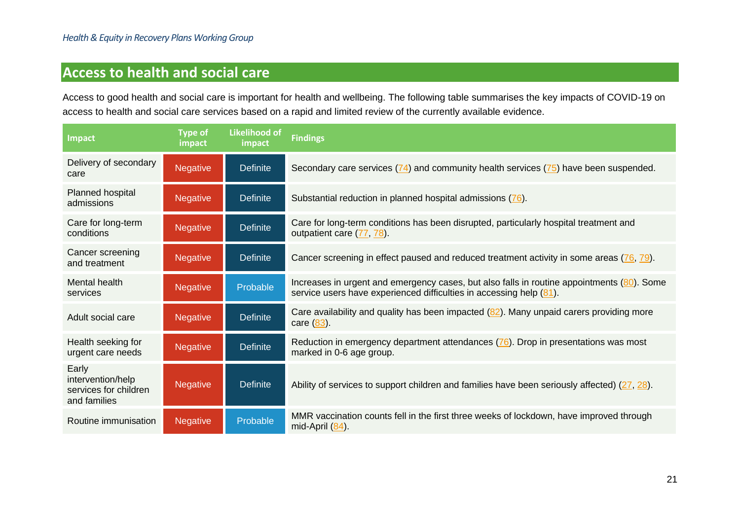## Access to health and social care

Access to good health and social care is important for health and wellbeing. The following table summarises the key impacts of COVID-19 on access to health and social care services based on a rapid and limited review of the currently available evidence.

| Impact | Type of impact | Likelihood of impact | Findings |
|---|---|---|---|
| Delivery of secondary care | Negative | Definite | Secondary care services (74) and community health services (75) have been suspended. |
| Planned hospital admissions | Negative | Definite | Substantial reduction in planned hospital admissions (76). |
| Care for long-term conditions | Negative | Definite | Care for long-term conditions has been disrupted, particularly hospital treatment and outpatient care (77, 78). |
| Cancer screening and treatment | Negative | Definite | Cancer screening in effect paused and reduced treatment activity in some areas (76, 79). |
| Mental health services | Negative | Probable | Increases in urgent and emergency cases, but also falls in routine appointments (80). Some service users have experienced difficulties in accessing help (81). |
| Adult social care | Negative | Definite | Care availability and quality has been impacted (82). Many unpaid carers providing more care (83). |
| Health seeking for urgent care needs | Negative | Definite | Reduction in emergency department attendances (76). Drop in presentations was most marked in 0-6 age group. |
| Early intervention/help services for children and families | Negative | Definite | Ability of services to support children and families have been seriously affected) (27, 28). |
| Routine immunisation | Negative | Probable | MMR vaccination counts fell in the first three weeks of lockdown, have improved through mid-April (84). |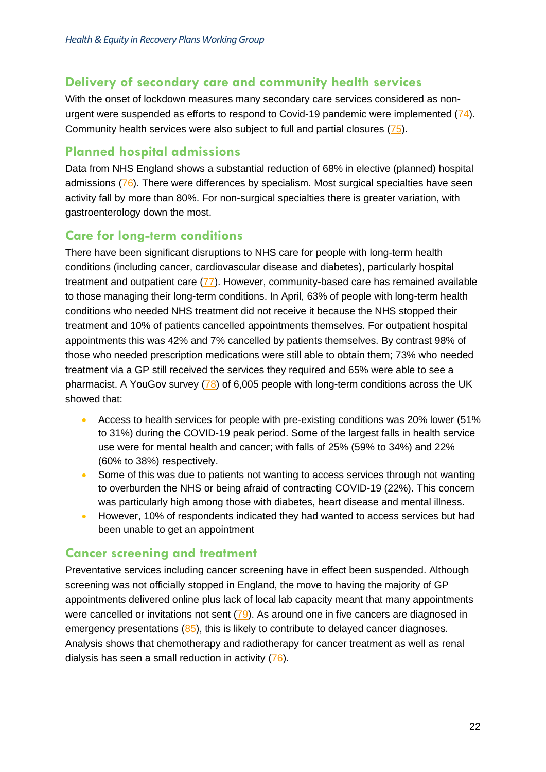## Delivery of secondary care and community health services

With the onset of lockdown measures many secondary care services considered as non-urgent were suspended as efforts to respond to Covid-19 pandemic were implemented (74). Community health services were also subject to full and partial closures (75).

## Planned hospital admissions

Data from NHS England shows a substantial reduction of 68% in elective (planned) hospital admissions (76). There were differences by specialism. Most surgical specialties have seen activity fall by more than 80%. For non-surgical specialties there is greater variation, with gastroenterology down the most.

## Care for long-term conditions

There have been significant disruptions to NHS care for people with long-term health conditions (including cancer, cardiovascular disease and diabetes), particularly hospital treatment and outpatient care (77). However, community-based care has remained available to those managing their long-term conditions. In April, 63% of people with long-term health conditions who needed NHS treatment did not receive it because the NHS stopped their treatment and 10% of patients cancelled appointments themselves. For outpatient hospital appointments this was 42% and 7% cancelled by patients themselves. By contrast 98% of those who needed prescription medications were still able to obtain them; 73% who needed treatment via a GP still received the services they required and 65% were able to see a pharmacist. A YouGov survey (78) of 6,005 people with long-term conditions across the UK showed that:

- Access to health services for people with pre-existing conditions was 20% lower (51% to 31%) during the COVID-19 peak period. Some of the largest falls in health service use were for mental health and cancer; with falls of 25% (59% to 34%) and 22% (60% to 38%) respectively.
- Some of this was due to patients not wanting to access services through not wanting to overburden the NHS or being afraid of contracting COVID-19 (22%). This concern was particularly high among those with diabetes, heart disease and mental illness.
- However, 10% of respondents indicated they had wanted to access services but had been unable to get an appointment

## Cancer screening and treatment

Preventative services including cancer screening have in effect been suspended. Although screening was not officially stopped in England, the move to having the majority of GP appointments delivered online plus lack of local lab capacity meant that many appointments were cancelled or invitations not sent (79). As around one in five cancers are diagnosed in emergency presentations (85), this is likely to contribute to delayed cancer diagnoses. Analysis shows that chemotherapy and radiotherapy for cancer treatment as well as renal dialysis has seen a small reduction in activity (76).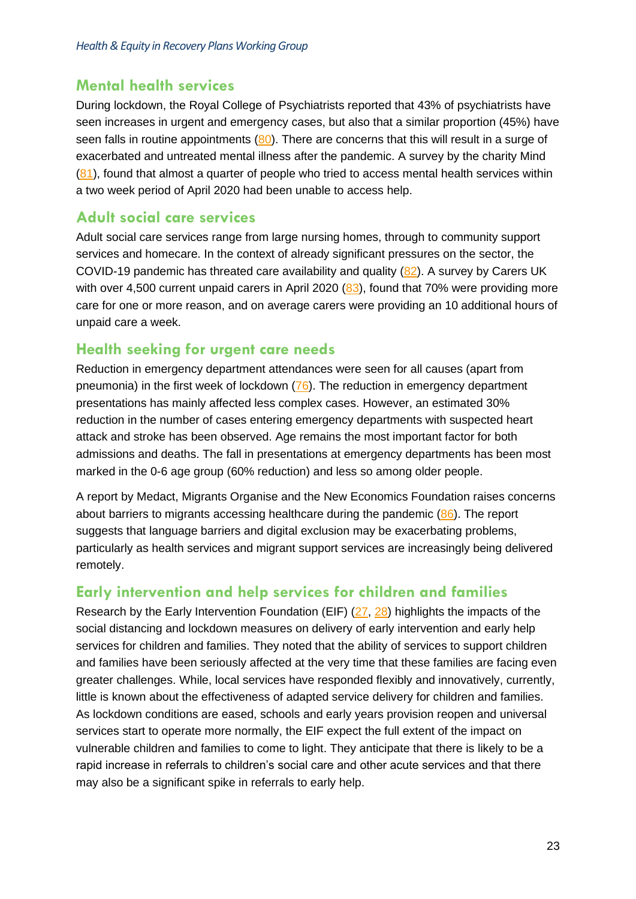## Mental health services

During lockdown, the Royal College of Psychiatrists reported that 43% of psychiatrists have seen increases in urgent and emergency cases, but also that a similar proportion (45%) have seen falls in routine appointments (80). There are concerns that this will result in a surge of exacerbated and untreated mental illness after the pandemic. A survey by the charity Mind (81), found that almost a quarter of people who tried to access mental health services within a two week period of April 2020 had been unable to access help.

## Adult social care services

Adult social care services range from large nursing homes, through to community support services and homecare. In the context of already significant pressures on the sector, the COVID-19 pandemic has threated care availability and quality (82). A survey by Carers UK with over 4,500 current unpaid carers in April 2020 (83), found that 70% were providing more care for one or more reason, and on average carers were providing an 10 additional hours of unpaid care a week.

## Health seeking for urgent care needs

Reduction in emergency department attendances were seen for all causes (apart from pneumonia) in the first week of lockdown (76). The reduction in emergency department presentations has mainly affected less complex cases. However, an estimated 30% reduction in the number of cases entering emergency departments with suspected heart attack and stroke has been observed. Age remains the most important factor for both admissions and deaths. The fall in presentations at emergency departments has been most marked in the 0-6 age group (60% reduction) and less so among older people.

A report by Medact, Migrants Organise and the New Economics Foundation raises concerns about barriers to migrants accessing healthcare during the pandemic (86). The report suggests that language barriers and digital exclusion may be exacerbating problems, particularly as health services and migrant support services are increasingly being delivered remotely.

## Early intervention and help services for children and families

Research by the Early Intervention Foundation (EIF) (27, 28) highlights the impacts of the social distancing and lockdown measures on delivery of early intervention and early help services for children and families. They noted that the ability of services to support children and families have been seriously affected at the very time that these families are facing even greater challenges. While, local services have responded flexibly and innovatively, currently, little is known about the effectiveness of adapted service delivery for children and families. As lockdown conditions are eased, schools and early years provision reopen and universal services start to operate more normally, the EIF expect the full extent of the impact on vulnerable children and families to come to light. They anticipate that there is likely to be a rapid increase in referrals to children's social care and other acute services and that there may also be a significant spike in referrals to early help.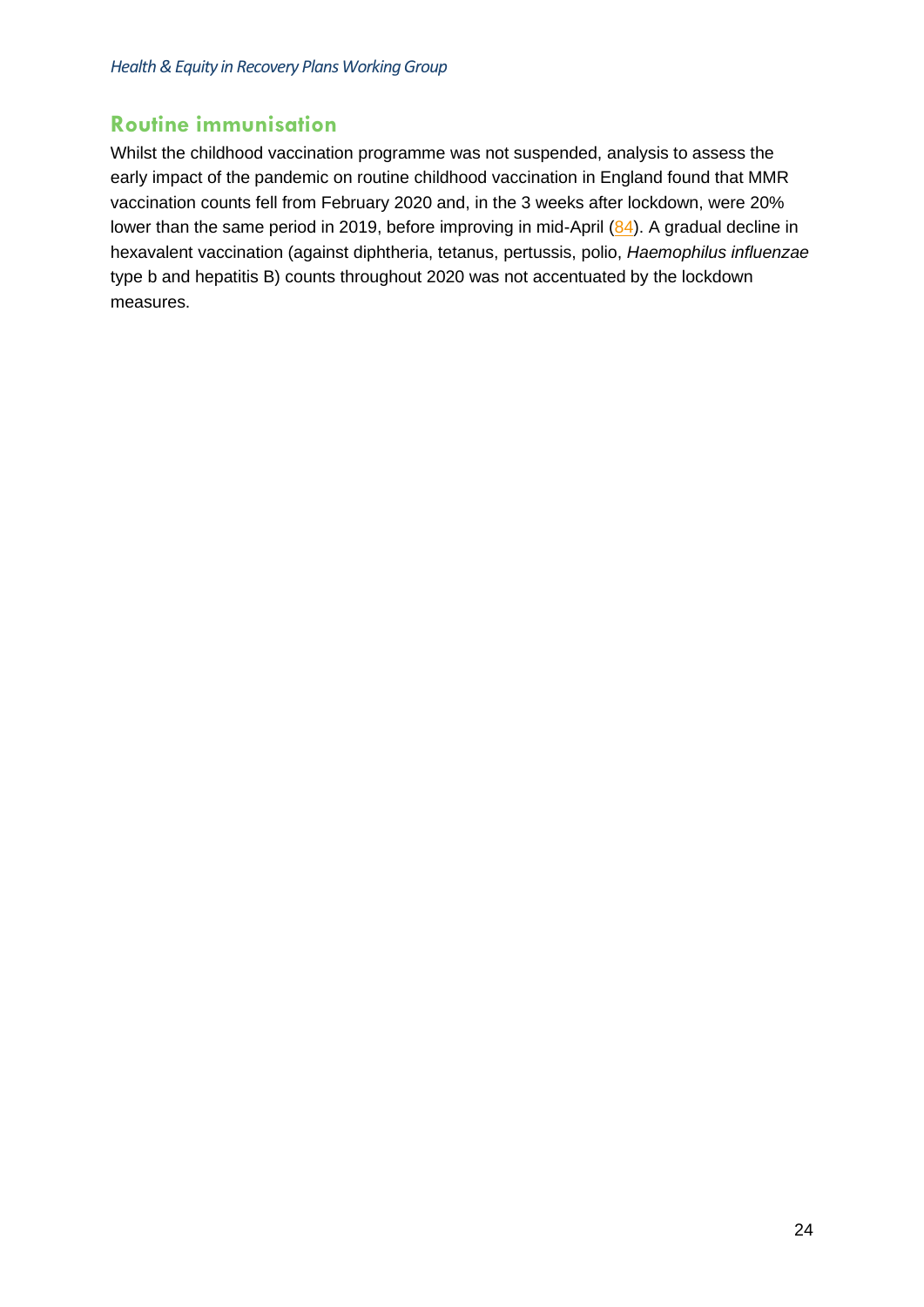## Routine immunisation

Whilst the childhood vaccination programme was not suspended, analysis to assess the early impact of the pandemic on routine childhood vaccination in England found that MMR vaccination counts fell from February 2020 and, in the 3 weeks after lockdown, were 20% lower than the same period in 2019, before improving in mid-April (84). A gradual decline in hexavalent vaccination (against diphtheria, tetanus, pertussis, polio, *Haemophilus influenzae* type b and hepatitis B) counts throughout 2020 was not accentuated by the lockdown measures.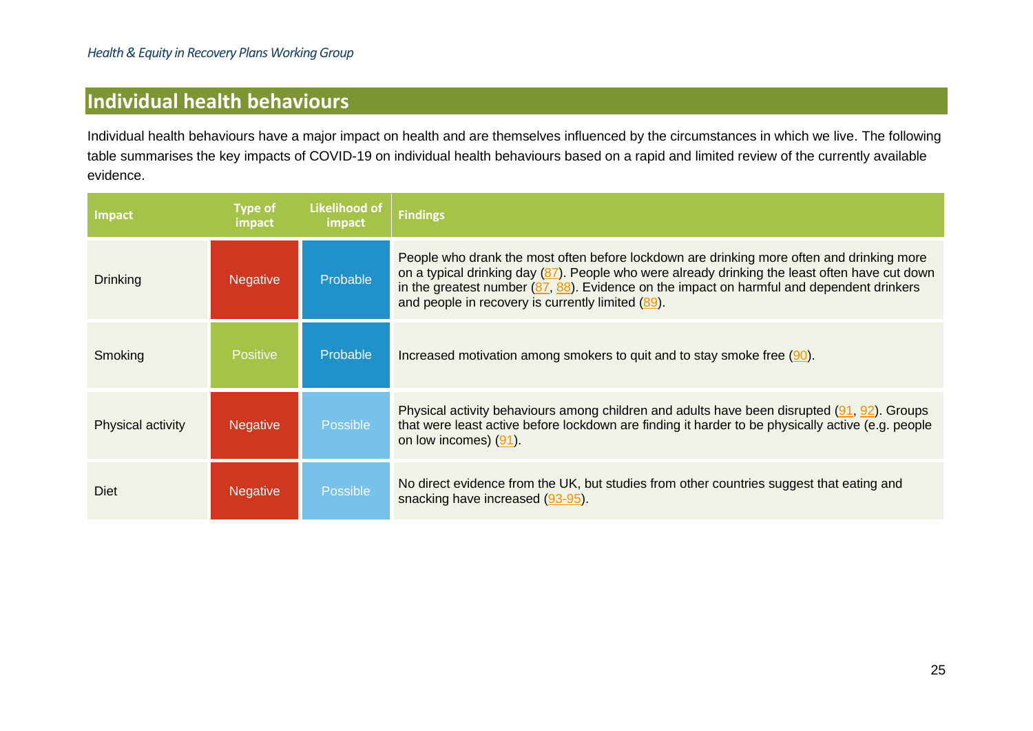## Individual health behaviours

Individual health behaviours have a major impact on health and are themselves influenced by the circumstances in which we live. The following table summarises the key impacts of COVID-19 on individual health behaviours based on a rapid and limited review of the currently available evidence.

| Impact | Type of impact | Likelihood of impact | Findings |
|---|---|---|---|
| Drinking | Negative | Probable | People who drank the most often before lockdown are drinking more often and drinking more on a typical drinking day (87). People who were already drinking the least often have cut down in the greatest number (87, 88). Evidence on the impact on harmful and dependent drinkers and people in recovery is currently limited (89). |
| Smoking | Positive | Probable | Increased motivation among smokers to quit and to stay smoke free (90). |
| Physical activity | Negative | Possible | Physical activity behaviours among children and adults have been disrupted (91, 92). Groups that were least active before lockdown are finding it harder to be physically active (e.g. people on low incomes) (91). |
| Diet | Negative | Possible | No direct evidence from the UK, but studies from other countries suggest that eating and snacking have increased (93-95). |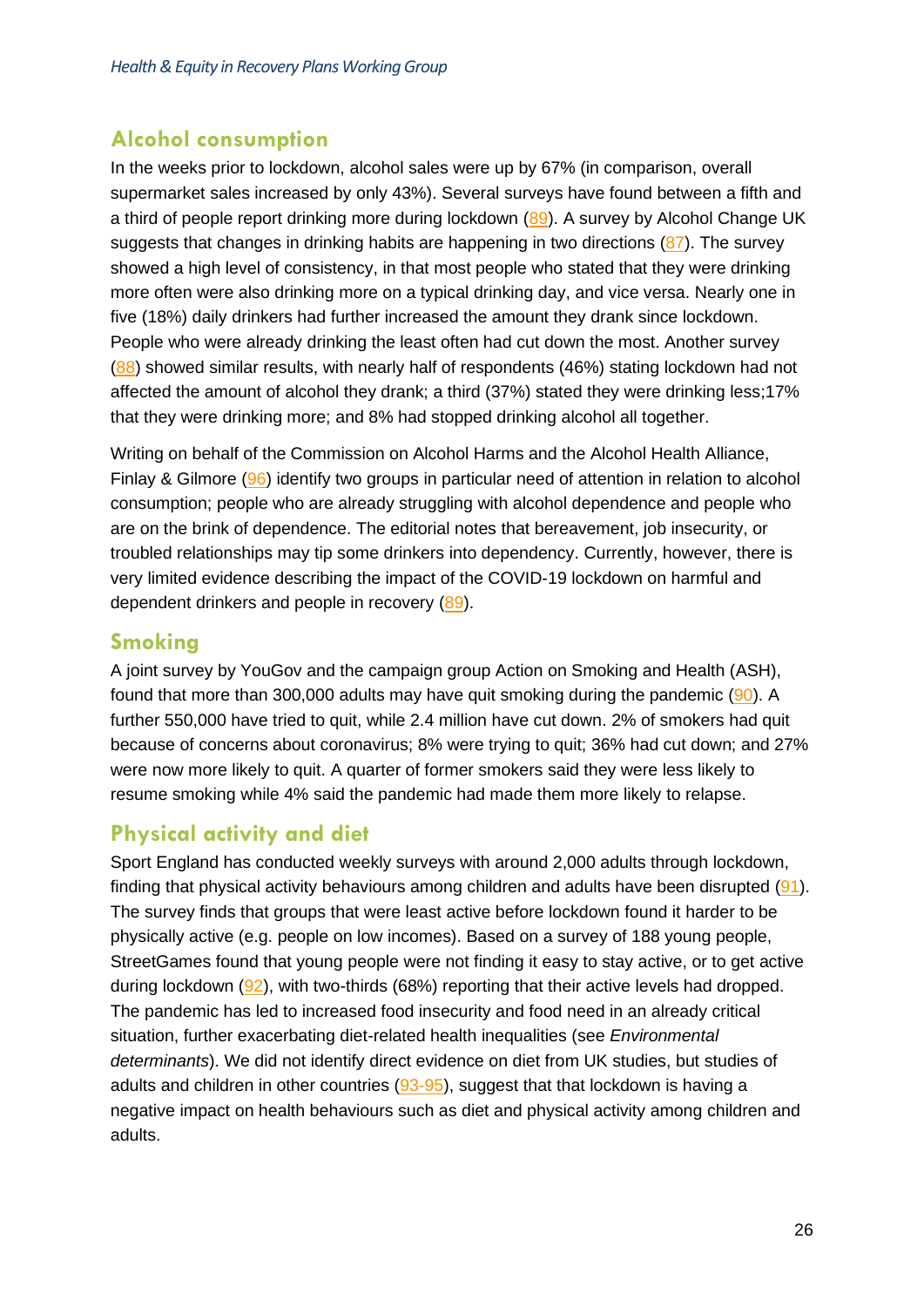## Alcohol consumption

In the weeks prior to lockdown, alcohol sales were up by 67% (in comparison, overall supermarket sales increased by only 43%). Several surveys have found between a fifth and a third of people report drinking more during lockdown (89). A survey by Alcohol Change UK suggests that changes in drinking habits are happening in two directions (87). The survey showed a high level of consistency, in that most people who stated that they were drinking more often were also drinking more on a typical drinking day, and vice versa. Nearly one in five (18%) daily drinkers had further increased the amount they drank since lockdown. People who were already drinking the least often had cut down the most. Another survey (88) showed similar results, with nearly half of respondents (46%) stating lockdown had not affected the amount of alcohol they drank; a third (37%) stated they were drinking less;17% that they were drinking more; and 8% had stopped drinking alcohol all together.

Writing on behalf of the Commission on Alcohol Harms and the Alcohol Health Alliance, Finlay & Gilmore (96) identify two groups in particular need of attention in relation to alcohol consumption; people who are already struggling with alcohol dependence and people who are on the brink of dependence. The editorial notes that bereavement, job insecurity, or troubled relationships may tip some drinkers into dependency. Currently, however, there is very limited evidence describing the impact of the COVID-19 lockdown on harmful and dependent drinkers and people in recovery (89).

## Smoking

A joint survey by YouGov and the campaign group Action on Smoking and Health (ASH), found that more than 300,000 adults may have quit smoking during the pandemic (90). A further 550,000 have tried to quit, while 2.4 million have cut down. 2% of smokers had quit because of concerns about coronavirus; 8% were trying to quit; 36% had cut down; and 27% were now more likely to quit. A quarter of former smokers said they were less likely to resume smoking while 4% said the pandemic had made them more likely to relapse.

## Physical activity and diet

Sport England has conducted weekly surveys with around 2,000 adults through lockdown, finding that physical activity behaviours among children and adults have been disrupted (91). The survey finds that groups that were least active before lockdown found it harder to be physically active (e.g. people on low incomes). Based on a survey of 188 young people, StreetGames found that young people were not finding it easy to stay active, or to get active during lockdown (92), with two-thirds (68%) reporting that their active levels had dropped. The pandemic has led to increased food insecurity and food need in an already critical situation, further exacerbating diet-related health inequalities (see *Environmental determinants*). We did not identify direct evidence on diet from UK studies, but studies of adults and children in other countries (93-95), suggest that that lockdown is having a negative impact on health behaviours such as diet and physical activity among children and adults.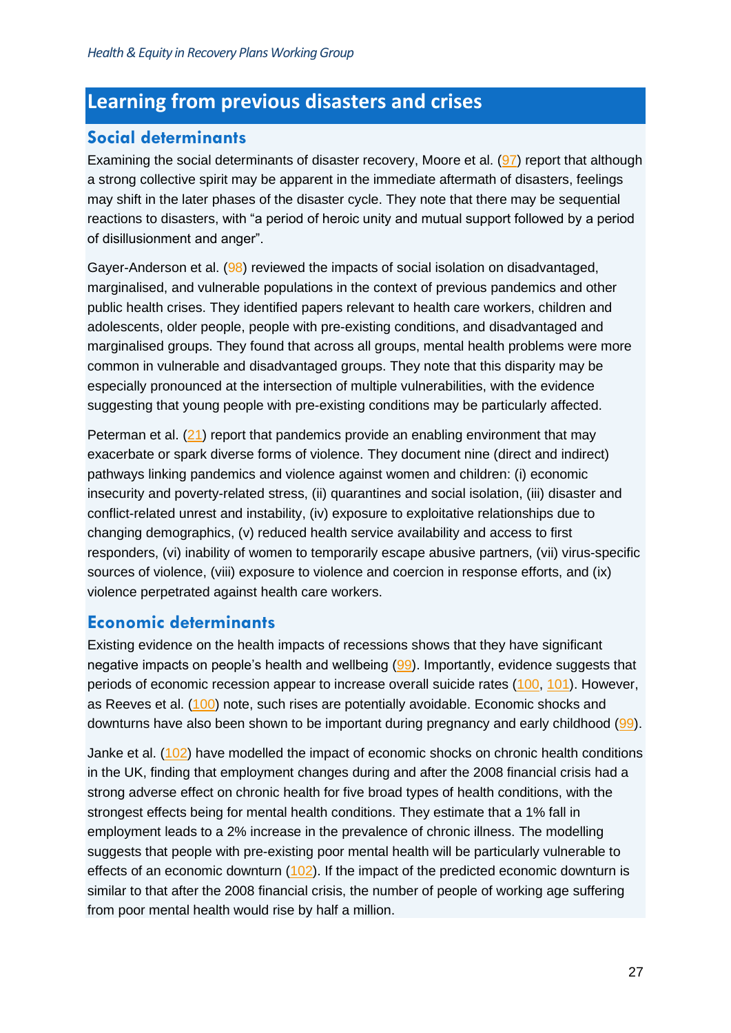## Learning from previous disasters and crises

### Social determinants

Examining the social determinants of disaster recovery, Moore et al. (97) report that although a strong collective spirit may be apparent in the immediate aftermath of disasters, feelings may shift in the later phases of the disaster cycle. They note that there may be sequential reactions to disasters, with "a period of heroic unity and mutual support followed by a period of disillusionment and anger".

Gayer-Anderson et al. (98) reviewed the impacts of social isolation on disadvantaged, marginalised, and vulnerable populations in the context of previous pandemics and other public health crises. They identified papers relevant to health care workers, children and adolescents, older people, people with pre-existing conditions, and disadvantaged and marginalised groups. They found that across all groups, mental health problems were more common in vulnerable and disadvantaged groups. They note that this disparity may be especially pronounced at the intersection of multiple vulnerabilities, with the evidence suggesting that young people with pre-existing conditions may be particularly affected.

Peterman et al. (21) report that pandemics provide an enabling environment that may exacerbate or spark diverse forms of violence. They document nine (direct and indirect) pathways linking pandemics and violence against women and children: (i) economic insecurity and poverty-related stress, (ii) quarantines and social isolation, (iii) disaster and conflict-related unrest and instability, (iv) exposure to exploitative relationships due to changing demographics, (v) reduced health service availability and access to first responders, (vi) inability of women to temporarily escape abusive partners, (vii) virus-specific sources of violence, (viii) exposure to violence and coercion in response efforts, and (ix) violence perpetrated against health care workers.

### Economic determinants

Existing evidence on the health impacts of recessions shows that they have significant negative impacts on people's health and wellbeing (99). Importantly, evidence suggests that periods of economic recession appear to increase overall suicide rates (100, 101). However, as Reeves et al. (100) note, such rises are potentially avoidable. Economic shocks and downturns have also been shown to be important during pregnancy and early childhood (99).

Janke et al. (102) have modelled the impact of economic shocks on chronic health conditions in the UK, finding that employment changes during and after the 2008 financial crisis had a strong adverse effect on chronic health for five broad types of health conditions, with the strongest effects being for mental health conditions. They estimate that a 1% fall in employment leads to a 2% increase in the prevalence of chronic illness. The modelling suggests that people with pre-existing poor mental health will be particularly vulnerable to effects of an economic downturn (102). If the impact of the predicted economic downturn is similar to that after the 2008 financial crisis, the number of people of working age suffering from poor mental health would rise by half a million.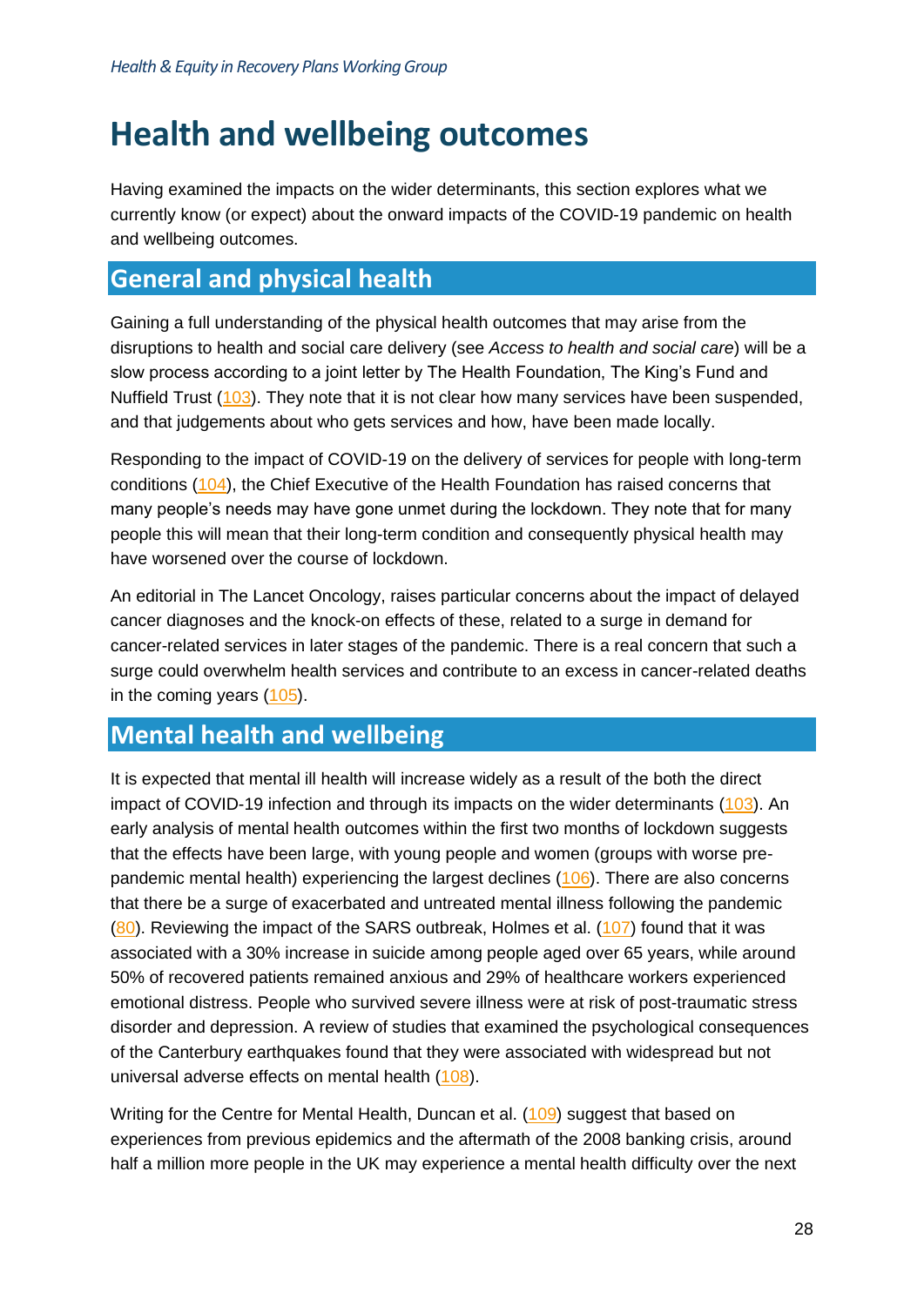# Health and wellbeing outcomes

Having examined the impacts on the wider determinants, this section explores what we currently know (or expect) about the onward impacts of the COVID-19 pandemic on health and wellbeing outcomes.

## General and physical health

Gaining a full understanding of the physical health outcomes that may arise from the disruptions to health and social care delivery (see *Access to health and social care*) will be a slow process according to a joint letter by The Health Foundation, The King's Fund and Nuffield Trust (103). They note that it is not clear how many services have been suspended, and that judgements about who gets services and how, have been made locally.

Responding to the impact of COVID-19 on the delivery of services for people with long-term conditions (104), the Chief Executive of the Health Foundation has raised concerns that many people's needs may have gone unmet during the lockdown. They note that for many people this will mean that their long-term condition and consequently physical health may have worsened over the course of lockdown.

An editorial in The Lancet Oncology, raises particular concerns about the impact of delayed cancer diagnoses and the knock-on effects of these, related to a surge in demand for cancer-related services in later stages of the pandemic. There is a real concern that such a surge could overwhelm health services and contribute to an excess in cancer-related deaths in the coming years (105).

## Mental health and wellbeing

It is expected that mental ill health will increase widely as a result of the both the direct impact of COVID-19 infection and through its impacts on the wider determinants (103). An early analysis of mental health outcomes within the first two months of lockdown suggests that the effects have been large, with young people and women (groups with worse pre-pandemic mental health) experiencing the largest declines (106). There are also concerns that there be a surge of exacerbated and untreated mental illness following the pandemic (80). Reviewing the impact of the SARS outbreak, Holmes et al. (107) found that it was associated with a 30% increase in suicide among people aged over 65 years, while around 50% of recovered patients remained anxious and 29% of healthcare workers experienced emotional distress. People who survived severe illness were at risk of post-traumatic stress disorder and depression. A review of studies that examined the psychological consequences of the Canterbury earthquakes found that they were associated with widespread but not universal adverse effects on mental health (108).

Writing for the Centre for Mental Health, Duncan et al. (109) suggest that based on experiences from previous epidemics and the aftermath of the 2008 banking crisis, around half a million more people in the UK may experience a mental health difficulty over the next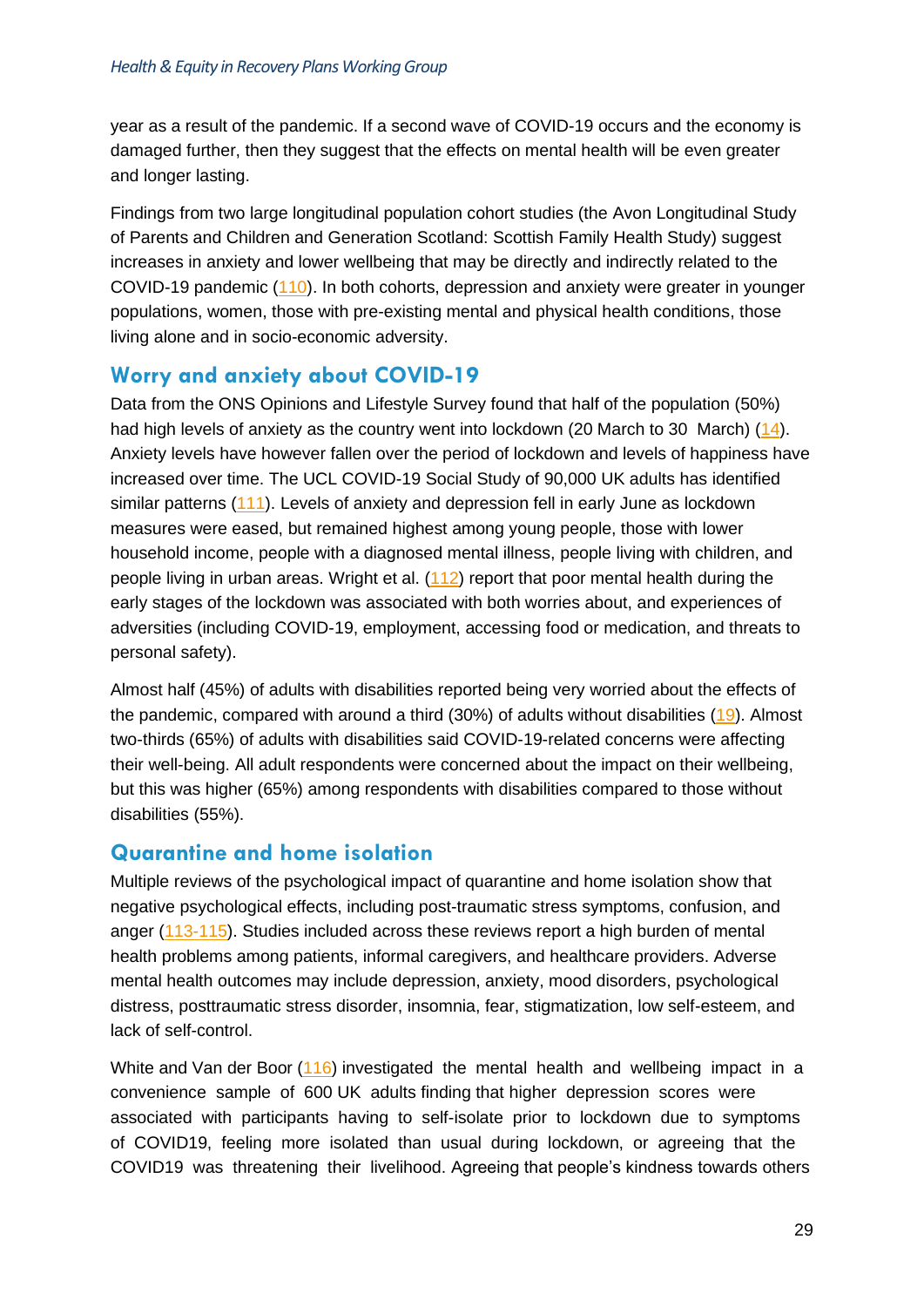year as a result of the pandemic. If a second wave of COVID-19 occurs and the economy is damaged further, then they suggest that the effects on mental health will be even greater and longer lasting.

Findings from two large longitudinal population cohort studies (the Avon Longitudinal Study of Parents and Children and Generation Scotland: Scottish Family Health Study) suggest increases in anxiety and lower wellbeing that may be directly and indirectly related to the COVID-19 pandemic (110). In both cohorts, depression and anxiety were greater in younger populations, women, those with pre-existing mental and physical health conditions, those living alone and in socio-economic adversity.

## Worry and anxiety about COVID-19

Data from the ONS Opinions and Lifestyle Survey found that half of the population (50%) had high levels of anxiety as the country went into lockdown (20 March to 30 March) (14). Anxiety levels have however fallen over the period of lockdown and levels of happiness have increased over time. The UCL COVID-19 Social Study of 90,000 UK adults has identified similar patterns (111). Levels of anxiety and depression fell in early June as lockdown measures were eased, but remained highest among young people, those with lower household income, people with a diagnosed mental illness, people living with children, and people living in urban areas. Wright et al. (112) report that poor mental health during the early stages of the lockdown was associated with both worries about, and experiences of adversities (including COVID-19, employment, accessing food or medication, and threats to personal safety).

Almost half (45%) of adults with disabilities reported being very worried about the effects of the pandemic, compared with around a third (30%) of adults without disabilities (19). Almost two-thirds (65%) of adults with disabilities said COVID-19-related concerns were affecting their well-being. All adult respondents were concerned about the impact on their wellbeing, but this was higher (65%) among respondents with disabilities compared to those without disabilities (55%).

## Quarantine and home isolation

Multiple reviews of the psychological impact of quarantine and home isolation show that negative psychological effects, including post-traumatic stress symptoms, confusion, and anger (113-115). Studies included across these reviews report a high burden of mental health problems among patients, informal caregivers, and healthcare providers. Adverse mental health outcomes may include depression, anxiety, mood disorders, psychological distress, posttraumatic stress disorder, insomnia, fear, stigmatization, low self-esteem, and lack of self-control.

White and Van der Boor (116) investigated the mental health and wellbeing impact in a convenience sample of 600 UK adults finding that higher depression scores were associated with participants having to self-isolate prior to lockdown due to symptoms of COVID19, feeling more isolated than usual during lockdown, or agreeing that the COVID19 was threatening their livelihood. Agreeing that people's kindness towards others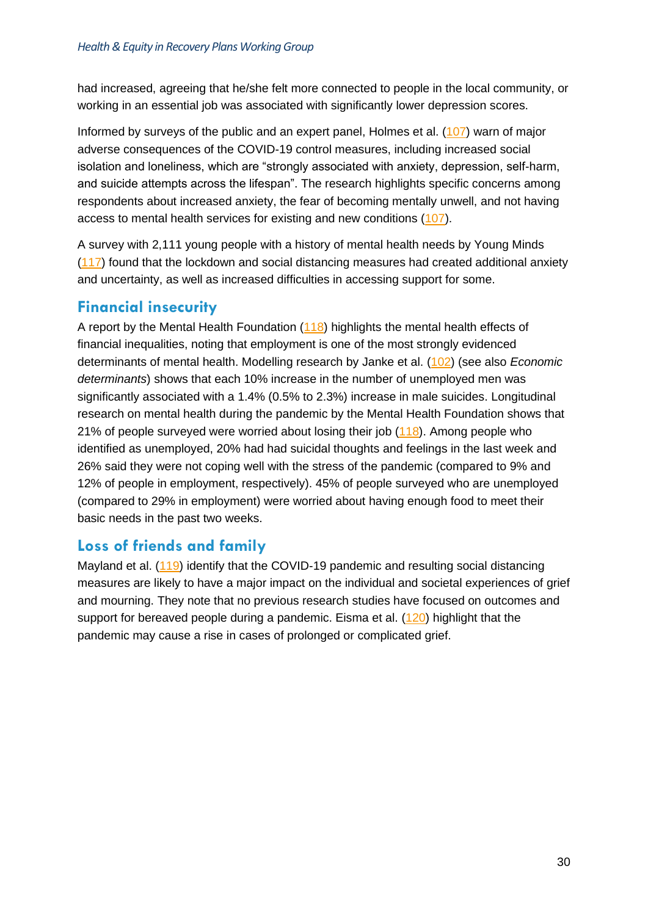had increased, agreeing that he/she felt more connected to people in the local community, or working in an essential job was associated with significantly lower depression scores.

Informed by surveys of the public and an expert panel, Holmes et al. (107) warn of major adverse consequences of the COVID-19 control measures, including increased social isolation and loneliness, which are “strongly associated with anxiety, depression, self-harm, and suicide attempts across the lifespan”. The research highlights specific concerns among respondents about increased anxiety, the fear of becoming mentally unwell, and not having access to mental health services for existing and new conditions (107).

A survey with 2,111 young people with a history of mental health needs by Young Minds (117) found that the lockdown and social distancing measures had created additional anxiety and uncertainty, as well as increased difficulties in accessing support for some.

## Financial insecurity

A report by the Mental Health Foundation (118) highlights the mental health effects of financial inequalities, noting that employment is one of the most strongly evidenced determinants of mental health. Modelling research by Janke et al. (102) (see also *Economic determinants*) shows that each 10% increase in the number of unemployed men was significantly associated with a 1.4% (0.5% to 2.3%) increase in male suicides. Longitudinal research on mental health during the pandemic by the Mental Health Foundation shows that 21% of people surveyed were worried about losing their job (118). Among people who identified as unemployed, 20% had had suicidal thoughts and feelings in the last week and 26% said they were not coping well with the stress of the pandemic (compared to 9% and 12% of people in employment, respectively). 45% of people surveyed who are unemployed (compared to 29% in employment) were worried about having enough food to meet their basic needs in the past two weeks.

## Loss of friends and family

Mayland et al. (119) identify that the COVID-19 pandemic and resulting social distancing measures are likely to have a major impact on the individual and societal experiences of grief and mourning. They note that no previous research studies have focused on outcomes and support for bereaved people during a pandemic. Eisma et al. (120) highlight that the pandemic may cause a rise in cases of prolonged or complicated grief.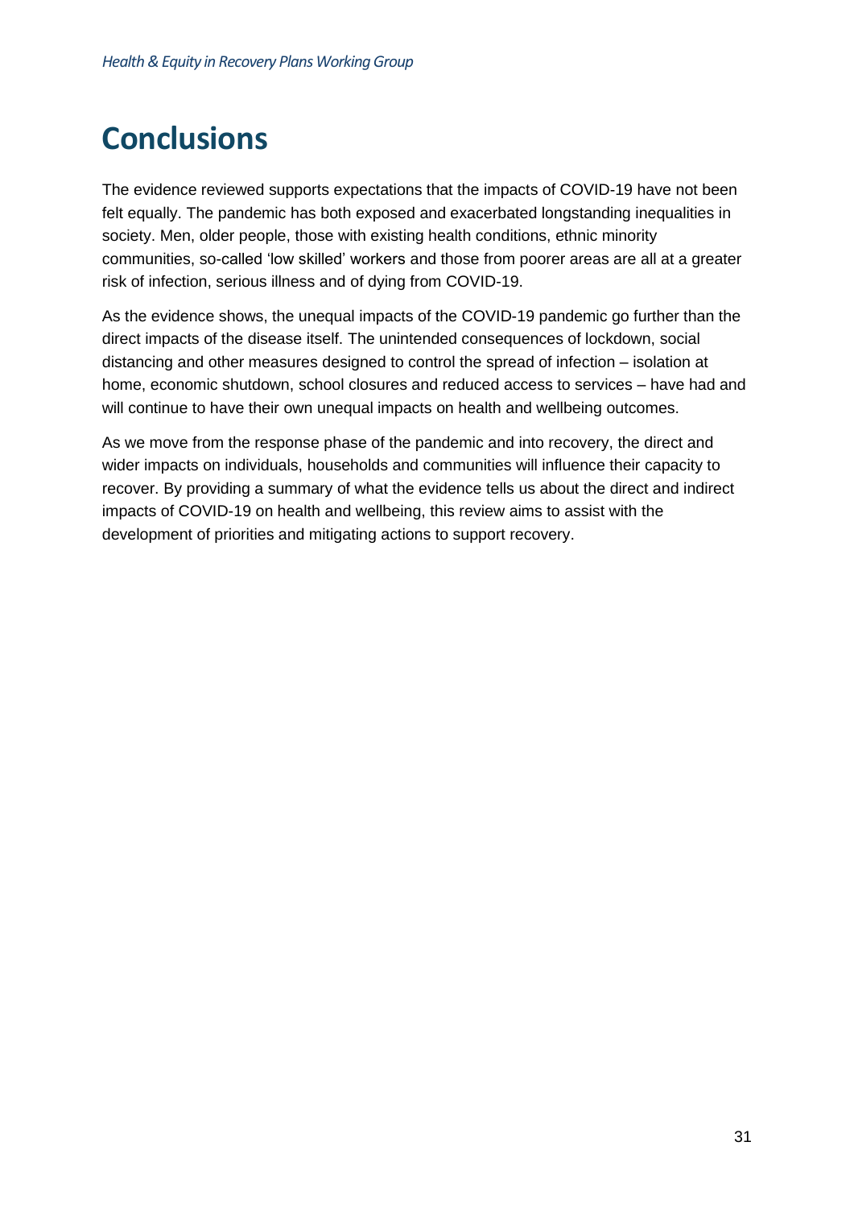# Conclusions

The evidence reviewed supports expectations that the impacts of COVID-19 have not been felt equally. The pandemic has both exposed and exacerbated longstanding inequalities in society. Men, older people, those with existing health conditions, ethnic minority communities, so-called 'low skilled' workers and those from poorer areas are all at a greater risk of infection, serious illness and of dying from COVID-19.

As the evidence shows, the unequal impacts of the COVID-19 pandemic go further than the direct impacts of the disease itself. The unintended consequences of lockdown, social distancing and other measures designed to control the spread of infection – isolation at home, economic shutdown, school closures and reduced access to services – have had and will continue to have their own unequal impacts on health and wellbeing outcomes.

As we move from the response phase of the pandemic and into recovery, the direct and wider impacts on individuals, households and communities will influence their capacity to recover. By providing a summary of what the evidence tells us about the direct and indirect impacts of COVID-19 on health and wellbeing, this review aims to assist with the development of priorities and mitigating actions to support recovery.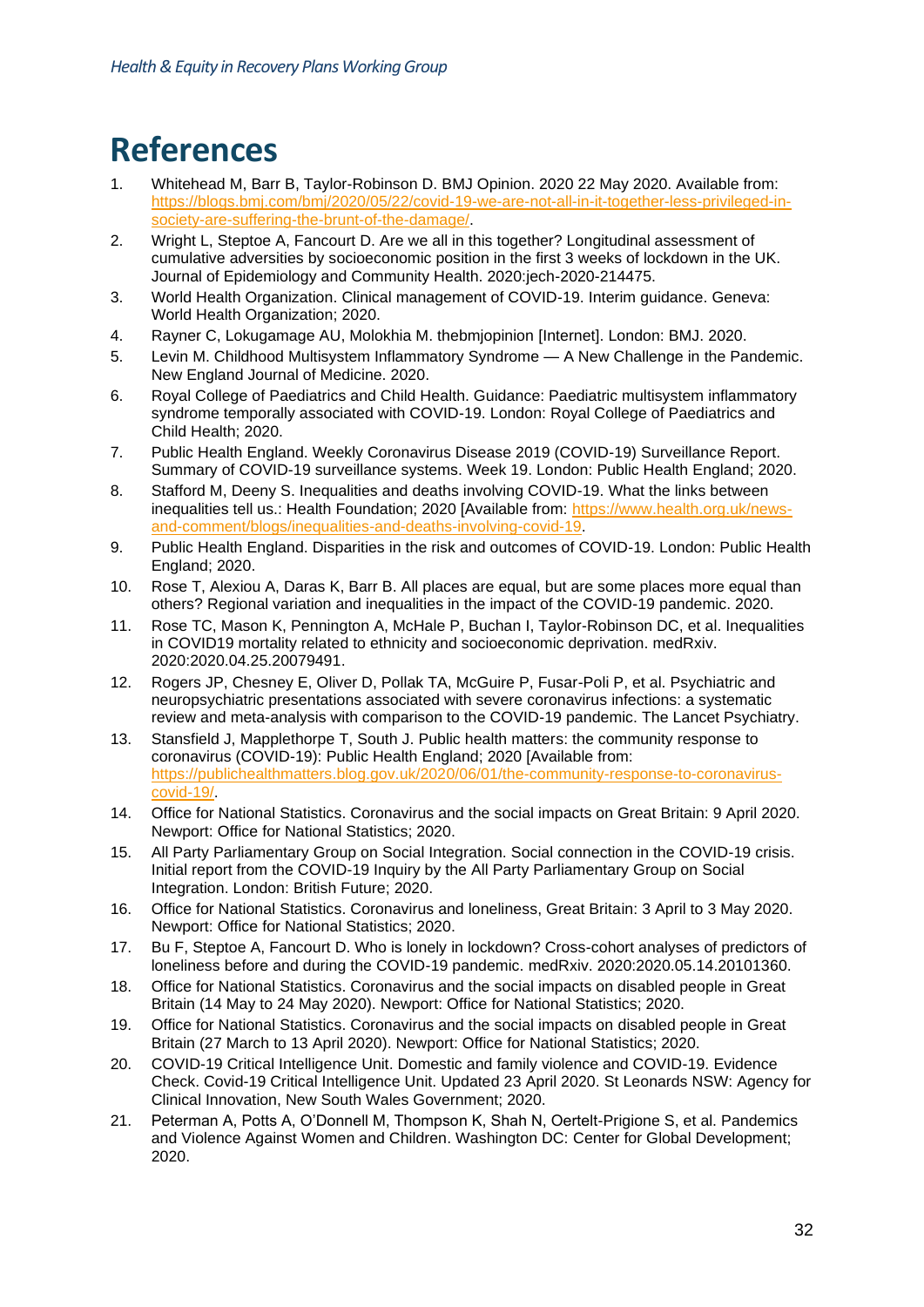# References

1. Whitehead M, Barr B, Taylor-Robinson D. BMJ Opinion. 2020 22 May 2020. Available from: https://blogs.bmj.com/bmj/2020/05/22/covid-19-we-are-not-all-in-it-together-less-privileged-in-society-are-suffering-the-brunt-of-the-damage/.
2. Wright L, Steptoe A, Fancourt D. Are we all in this together? Longitudinal assessment of cumulative adversities by socioeconomic position in the first 3 weeks of lockdown in the UK. Journal of Epidemiology and Community Health. 2020:jech-2020-214475.
3. World Health Organization. Clinical management of COVID-19. Interim guidance. Geneva: World Health Organization; 2020.
4. Rayner C, Lokugamage AU, Molokhia M. thebmjopinion [Internet]. London: BMJ. 2020.
5. Levin M. Childhood Multisystem Inflammatory Syndrome — A New Challenge in the Pandemic. New England Journal of Medicine. 2020.
6. Royal College of Paediatrics and Child Health. Guidance: Paediatric multisystem inflammatory syndrome temporally associated with COVID-19. London: Royal College of Paediatrics and Child Health; 2020.
7. Public Health England. Weekly Coronavirus Disease 2019 (COVID-19) Surveillance Report. Summary of COVID-19 surveillance systems. Week 19. London: Public Health England; 2020.
8. Stafford M, Deeny S. Inequalities and deaths involving COVID-19. What the links between inequalities tell us.: Health Foundation; 2020 [Available from: https://www.health.org.uk/news-and-comment/blogs/inequalities-and-deaths-involving-covid-19.
9. Public Health England. Disparities in the risk and outcomes of COVID-19. London: Public Health England; 2020.
10. Rose T, Alexiou A, Daras K, Barr B. All places are equal, but are some places more equal than others? Regional variation and inequalities in the impact of the COVID-19 pandemic. 2020.
11. Rose TC, Mason K, Pennington A, McHale P, Buchan I, Taylor-Robinson DC, et al. Inequalities in COVID19 mortality related to ethnicity and socioeconomic deprivation. medRxiv. 2020:2020.04.25.20079491.
12. Rogers JP, Chesney E, Oliver D, Pollak TA, McGuire P, Fusar-Poli P, et al. Psychiatric and neuropsychiatric presentations associated with severe coronavirus infections: a systematic review and meta-analysis with comparison to the COVID-19 pandemic. The Lancet Psychiatry.
13. Stansfield J, Mapplethorpe T, South J. Public health matters: the community response to coronavirus (COVID-19): Public Health England; 2020 [Available from: https://publichealthmatters.blog.gov.uk/2020/06/01/the-community-response-to-coronavirus-covid-19/.
14. Office for National Statistics. Coronavirus and the social impacts on Great Britain: 9 April 2020. Newport: Office for National Statistics; 2020.
15. All Party Parliamentary Group on Social Integration. Social connection in the COVID-19 crisis. Initial report from the COVID-19 Inquiry by the All Party Parliamentary Group on Social Integration. London: British Future; 2020.
16. Office for National Statistics. Coronavirus and loneliness, Great Britain: 3 April to 3 May 2020. Newport: Office for National Statistics; 2020.
17. Bu F, Steptoe A, Fancourt D. Who is lonely in lockdown? Cross-cohort analyses of predictors of loneliness before and during the COVID-19 pandemic. medRxiv. 2020:2020.05.14.20101360.
18. Office for National Statistics. Coronavirus and the social impacts on disabled people in Great Britain (14 May to 24 May 2020). Newport: Office for National Statistics; 2020.
19. Office for National Statistics. Coronavirus and the social impacts on disabled people in Great Britain (27 March to 13 April 2020). Newport: Office for National Statistics; 2020.
20. COVID-19 Critical Intelligence Unit. Domestic and family violence and COVID-19. Evidence Check. Covid-19 Critical Intelligence Unit. Updated 23 April 2020. St Leonards NSW: Agency for Clinical Innovation, New South Wales Government; 2020.
21. Peterman A, Potts A, O'Donnell M, Thompson K, Shah N, Oertelt-Prigione S, et al. Pandemics and Violence Against Women and Children. Washington DC: Center for Global Development; 2020.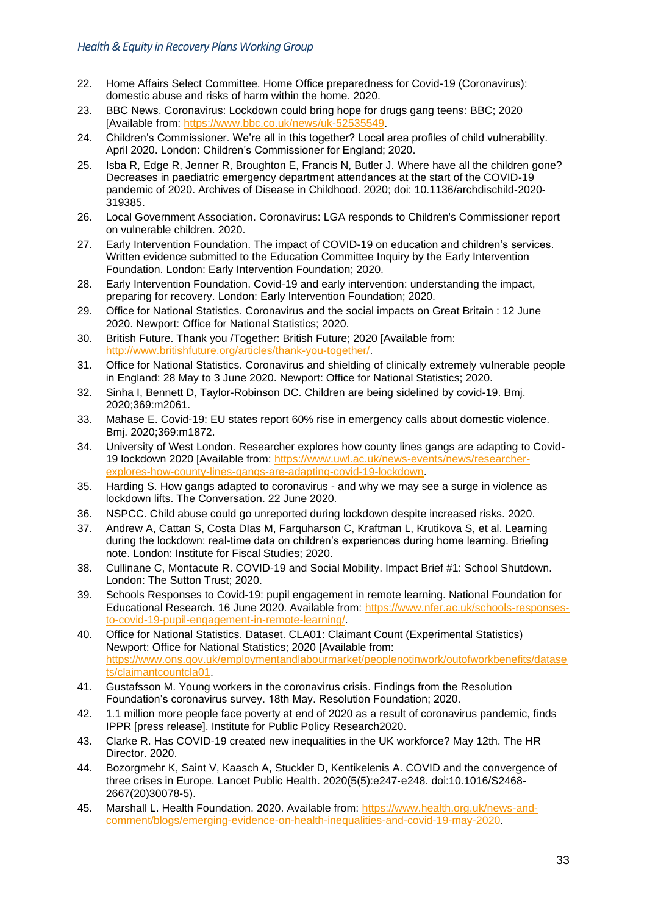22. Home Affairs Select Committee. Home Office preparedness for Covid-19 (Coronavirus): domestic abuse and risks of harm within the home. 2020.
23. BBC News. Coronavirus: Lockdown could bring hope for drugs gang teens: BBC; 2020 [Available from: https://www.bbc.co.uk/news/uk-52535549.
24. Children's Commissioner. We're all in this together? Local area profiles of child vulnerability. April 2020. London: Children's Commissioner for England; 2020.
25. Isba R, Edge R, Jenner R, Broughton E, Francis N, Butler J. Where have all the children gone? Decreases in paediatric emergency department attendances at the start of the COVID-19 pandemic of 2020. Archives of Disease in Childhood. 2020; doi: 10.1136/archdischild-2020-319385.
26. Local Government Association. Coronavirus: LGA responds to Children's Commissioner report on vulnerable children. 2020.
27. Early Intervention Foundation. The impact of COVID-19 on education and children's services. Written evidence submitted to the Education Committee Inquiry by the Early Intervention Foundation. London: Early Intervention Foundation; 2020.
28. Early Intervention Foundation. Covid-19 and early intervention: understanding the impact, preparing for recovery. London: Early Intervention Foundation; 2020.
29. Office for National Statistics. Coronavirus and the social impacts on Great Britain : 12 June 2020. Newport: Office for National Statistics; 2020.
30. British Future. Thank you /Together: British Future; 2020 [Available from: http://www.britishfuture.org/articles/thank-you-together/.
31. Office for National Statistics. Coronavirus and shielding of clinically extremely vulnerable people in England: 28 May to 3 June 2020. Newport: Office for National Statistics; 2020.
32. Sinha I, Bennett D, Taylor-Robinson DC. Children are being sidelined by covid-19. Bmj. 2020;369:m2061.
33. Mahase E. Covid-19: EU states report 60% rise in emergency calls about domestic violence. Bmj. 2020;369:m1872.
34. University of West London. Researcher explores how county lines gangs are adapting to Covid-19 lockdown 2020 [Available from: https://www.uwl.ac.uk/news-events/news/researcher-explores-how-county-lines-gangs-are-adapting-covid-19-lockdown.
35. Harding S. How gangs adapted to coronavirus - and why we may see a surge in violence as lockdown lifts. The Conversation. 22 June 2020.
36. NSPCC. Child abuse could go unreported during lockdown despite increased risks. 2020.
37. Andrew A, Cattan S, Costa DIas M, Farquharson C, Kraftman L, Krutikova S, et al. Learning during the lockdown: real-time data on children's experiences during home learning. Briefing note. London: Institute for Fiscal Studies; 2020.
38. Cullinane C, Montacute R. COVID-19 and Social Mobility. Impact Brief #1: School Shutdown. London: The Sutton Trust; 2020.
39. Schools Responses to Covid-19: pupil engagement in remote learning. National Foundation for Educational Research. 16 June 2020. Available from: https://www.nfer.ac.uk/schools-responses-to-covid-19-pupil-engagement-in-remote-learning/.
40. Office for National Statistics. Dataset. CLA01: Claimant Count (Experimental Statistics) Newport: Office for National Statistics; 2020 [Available from: https://www.ons.gov.uk/employmentandlabourmarket/peoplenotinwork/outofworkbenefits/datasets/claimantcountcla01.
41. Gustafsson M. Young workers in the coronavirus crisis. Findings from the Resolution Foundation's coronavirus survey. 18th May. Resolution Foundation; 2020.
42. 1.1 million more people face poverty at end of 2020 as a result of coronavirus pandemic, finds IPPR [press release]. Institute for Public Policy Research2020.
43. Clarke R. Has COVID-19 created new inequalities in the UK workforce? May 12th. The HR Director. 2020.
44. Bozorgmehr K, Saint V, Kaasch A, Stuckler D, Kentikelenis A. COVID and the convergence of three crises in Europe. Lancet Public Health. 2020(5(5):e247-e248. doi:10.1016/S2468-2667(20)30078-5).
45. Marshall L. Health Foundation. 2020. Available from: https://www.health.org.uk/news-and-comment/blogs/emerging-evidence-on-health-inequalities-and-covid-19-may-2020.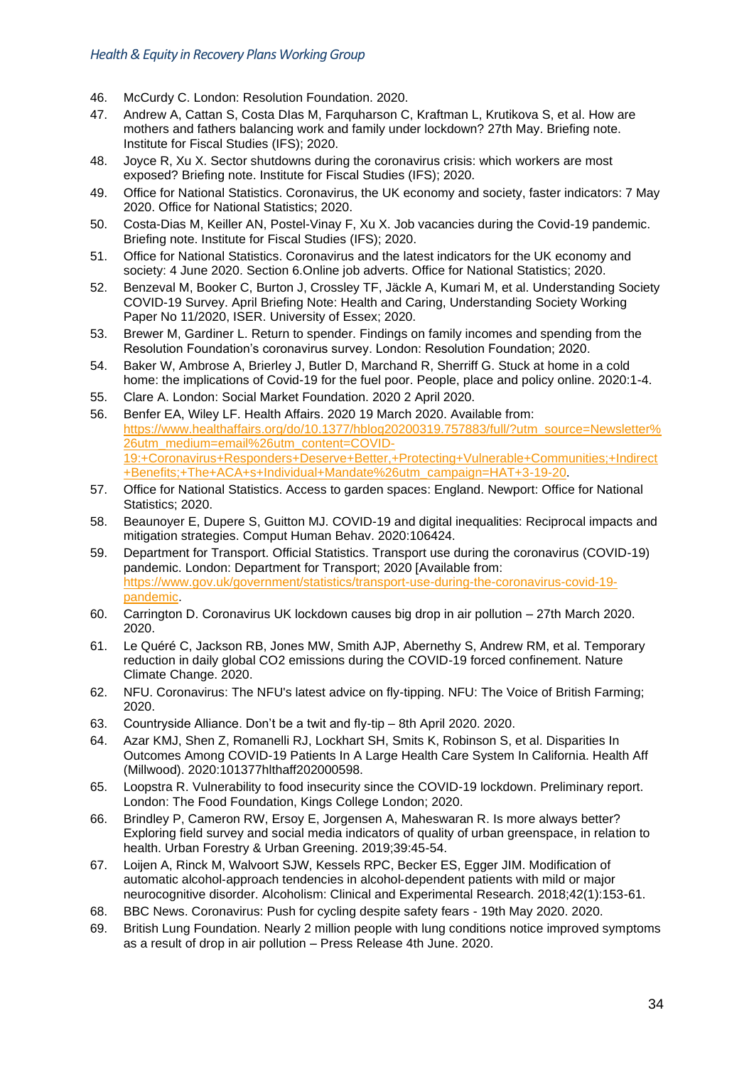46. McCurdy C. London: Resolution Foundation. 2020.
47. Andrew A, Cattan S, Costa DIas M, Farquharson C, Kraftman L, Krutikova S, et al. How are mothers and fathers balancing work and family under lockdown? 27th May. Briefing note. Institute for Fiscal Studies (IFS); 2020.
48. Joyce R, Xu X. Sector shutdowns during the coronavirus crisis: which workers are most exposed? Briefing note. Institute for Fiscal Studies (IFS); 2020.
49. Office for National Statistics. Coronavirus, the UK economy and society, faster indicators: 7 May 2020. Office for National Statistics; 2020.
50. Costa-Dias M, Keiller AN, Postel-Vinay F, Xu X. Job vacancies during the Covid-19 pandemic. Briefing note. Institute for Fiscal Studies (IFS); 2020.
51. Office for National Statistics. Coronavirus and the latest indicators for the UK economy and society: 4 June 2020. Section 6.Online job adverts. Office for National Statistics; 2020.
52. Benzeval M, Booker C, Burton J, Crossley TF, Jäckle A, Kumari M, et al. Understanding Society COVID-19 Survey. April Briefing Note: Health and Caring, Understanding Society Working Paper No 11/2020, ISER. University of Essex; 2020.
53. Brewer M, Gardiner L. Return to spender. Findings on family incomes and spending from the Resolution Foundation's coronavirus survey. London: Resolution Foundation; 2020.
54. Baker W, Ambrose A, Brierley J, Butler D, Marchand R, Sherriff G. Stuck at home in a cold home: the implications of Covid-19 for the fuel poor. People, place and policy online. 2020:1-4.
55. Clare A. London: Social Market Foundation. 2020 2 April 2020.
56. Benfer EA, Wiley LF. Health Affairs. 2020 19 March 2020. Available from: https://www.healthaffairs.org/do/10.1377/hblog20200319.757883/full/?utm_source=Newsletter%26utm_medium=email%26utm_content=COVID-19:+Coronavirus+Responders+Deserve+Better,+Protecting+Vulnerable+Communities;+Indirect+Benefits;+The+ACA+s+Individual+Mandate%26utm_campaign=HAT+3-19-20.
57. Office for National Statistics. Access to garden spaces: England. Newport: Office for National Statistics; 2020.
58. Beaunoyer E, Dupere S, Guitton MJ. COVID-19 and digital inequalities: Reciprocal impacts and mitigation strategies. Comput Human Behav. 2020:106424.
59. Department for Transport. Official Statistics. Transport use during the coronavirus (COVID-19) pandemic. London: Department for Transport; 2020 [Available from: https://www.gov.uk/government/statistics/transport-use-during-the-coronavirus-covid-19-pandemic.
60. Carrington D. Coronavirus UK lockdown causes big drop in air pollution – 27th March 2020. 2020.
61. Le Quéré C, Jackson RB, Jones MW, Smith AJP, Abernethy S, Andrew RM, et al. Temporary reduction in daily global CO2 emissions during the COVID-19 forced confinement. Nature Climate Change. 2020.
62. NFU. Coronavirus: The NFU's latest advice on fly-tipping. NFU: The Voice of British Farming; 2020.
63. Countryside Alliance. Don't be a twit and fly-tip – 8th April 2020. 2020.
64. Azar KMJ, Shen Z, Romanelli RJ, Lockhart SH, Smits K, Robinson S, et al. Disparities In Outcomes Among COVID-19 Patients In A Large Health Care System In California. Health Aff (Millwood). 2020:101377hlthaff202000598.
65. Loopstra R. Vulnerability to food insecurity since the COVID-19 lockdown. Preliminary report. London: The Food Foundation, Kings College London; 2020.
66. Brindley P, Cameron RW, Ersoy E, Jorgensen A, Maheswaran R. Is more always better? Exploring field survey and social media indicators of quality of urban greenspace, in relation to health. Urban Forestry & Urban Greening. 2019;39:45-54.
67. Loijen A, Rinck M, Walvoort SJW, Kessels RPC, Becker ES, Egger JIM. Modification of automatic alcohol-approach tendencies in alcohol-dependent patients with mild or major neurocognitive disorder. Alcoholism: Clinical and Experimental Research. 2018;42(1):153-61.
68. BBC News. Coronavirus: Push for cycling despite safety fears - 19th May 2020. 2020.
69. British Lung Foundation. Nearly 2 million people with lung conditions notice improved symptoms as a result of drop in air pollution – Press Release 4th June. 2020.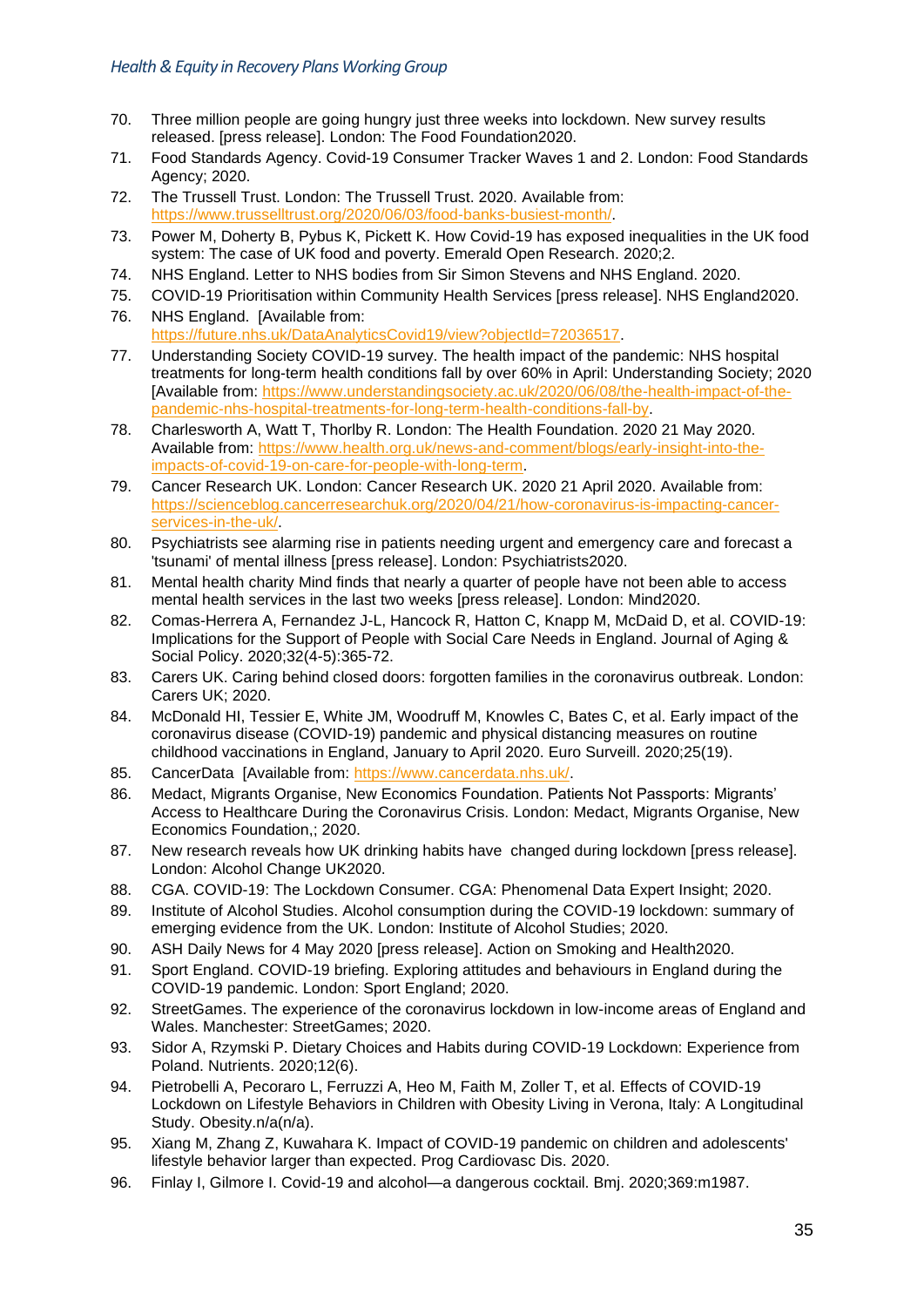70. Three million people are going hungry just three weeks into lockdown. New survey results released. [press release]. London: The Food Foundation2020.
71. Food Standards Agency. Covid-19 Consumer Tracker Waves 1 and 2. London: Food Standards Agency; 2020.
72. The Trussell Trust. London: The Trussell Trust. 2020. Available from: https://www.trusselltrust.org/2020/06/03/food-banks-busiest-month/.
73. Power M, Doherty B, Pybus K, Pickett K. How Covid-19 has exposed inequalities in the UK food system: The case of UK food and poverty. Emerald Open Research. 2020;2.
74. NHS England. Letter to NHS bodies from Sir Simon Stevens and NHS England. 2020.
75. COVID-19 Prioritisation within Community Health Services [press release]. NHS England2020.
76. NHS England. [Available from: https://future.nhs.uk/DataAnalyticsCovid19/view?objectId=72036517.
77. Understanding Society COVID-19 survey. The health impact of the pandemic: NHS hospital treatments for long-term health conditions fall by over 60% in April: Understanding Society; 2020 [Available from: https://www.understandingsociety.ac.uk/2020/06/08/the-health-impact-of-the-pandemic-nhs-hospital-treatments-for-long-term-health-conditions-fall-by.
78. Charlesworth A, Watt T, Thorlby R. London: The Health Foundation. 2020 21 May 2020. Available from: https://www.health.org.uk/news-and-comment/blogs/early-insight-into-the-impacts-of-covid-19-on-care-for-people-with-long-term.
79. Cancer Research UK. London: Cancer Research UK. 2020 21 April 2020. Available from: https://scienceblog.cancerresearchuk.org/2020/04/21/how-coronavirus-is-impacting-cancer-services-in-the-uk/.
80. Psychiatrists see alarming rise in patients needing urgent and emergency care and forecast a 'tsunami' of mental illness [press release]. London: Psychiatrists2020.
81. Mental health charity Mind finds that nearly a quarter of people have not been able to access mental health services in the last two weeks [press release]. London: Mind2020.
82. Comas-Herrera A, Fernandez J-L, Hancock R, Hatton C, Knapp M, McDaid D, et al. COVID-19: Implications for the Support of People with Social Care Needs in England. Journal of Aging & Social Policy. 2020;32(4-5):365-72.
83. Carers UK. Caring behind closed doors: forgotten families in the coronavirus outbreak. London: Carers UK; 2020.
84. McDonald HI, Tessier E, White JM, Woodruff M, Knowles C, Bates C, et al. Early impact of the coronavirus disease (COVID-19) pandemic and physical distancing measures on routine childhood vaccinations in England, January to April 2020. Euro Surveill. 2020;25(19).
85. CancerData [Available from: https://www.cancerdata.nhs.uk/.
86. Medact, Migrants Organise, New Economics Foundation. Patients Not Passports: Migrants' Access to Healthcare During the Coronavirus Crisis. London: Medact, Migrants Organise, New Economics Foundation,; 2020.
87. New research reveals how UK drinking habits have changed during lockdown [press release]. London: Alcohol Change UK2020.
88. CGA. COVID-19: The Lockdown Consumer. CGA: Phenomenal Data Expert Insight; 2020.
89. Institute of Alcohol Studies. Alcohol consumption during the COVID-19 lockdown: summary of emerging evidence from the UK. London: Institute of Alcohol Studies; 2020.
90. ASH Daily News for 4 May 2020 [press release]. Action on Smoking and Health2020.
91. Sport England. COVID-19 briefing. Exploring attitudes and behaviours in England during the COVID-19 pandemic. London: Sport England; 2020.
92. StreetGames. The experience of the coronavirus lockdown in low-income areas of England and Wales. Manchester: StreetGames; 2020.
93. Sidor A, Rzymski P. Dietary Choices and Habits during COVID-19 Lockdown: Experience from Poland. Nutrients. 2020;12(6).
94. Pietrobelli A, Pecoraro L, Ferruzzi A, Heo M, Faith M, Zoller T, et al. Effects of COVID-19 Lockdown on Lifestyle Behaviors in Children with Obesity Living in Verona, Italy: A Longitudinal Study. Obesity.n/a(n/a).
95. Xiang M, Zhang Z, Kuwahara K. Impact of COVID-19 pandemic on children and adolescents' lifestyle behavior larger than expected. Prog Cardiovasc Dis. 2020.
96. Finlay I, Gilmore I. Covid-19 and alcohol—a dangerous cocktail. Bmj. 2020;369:m1987.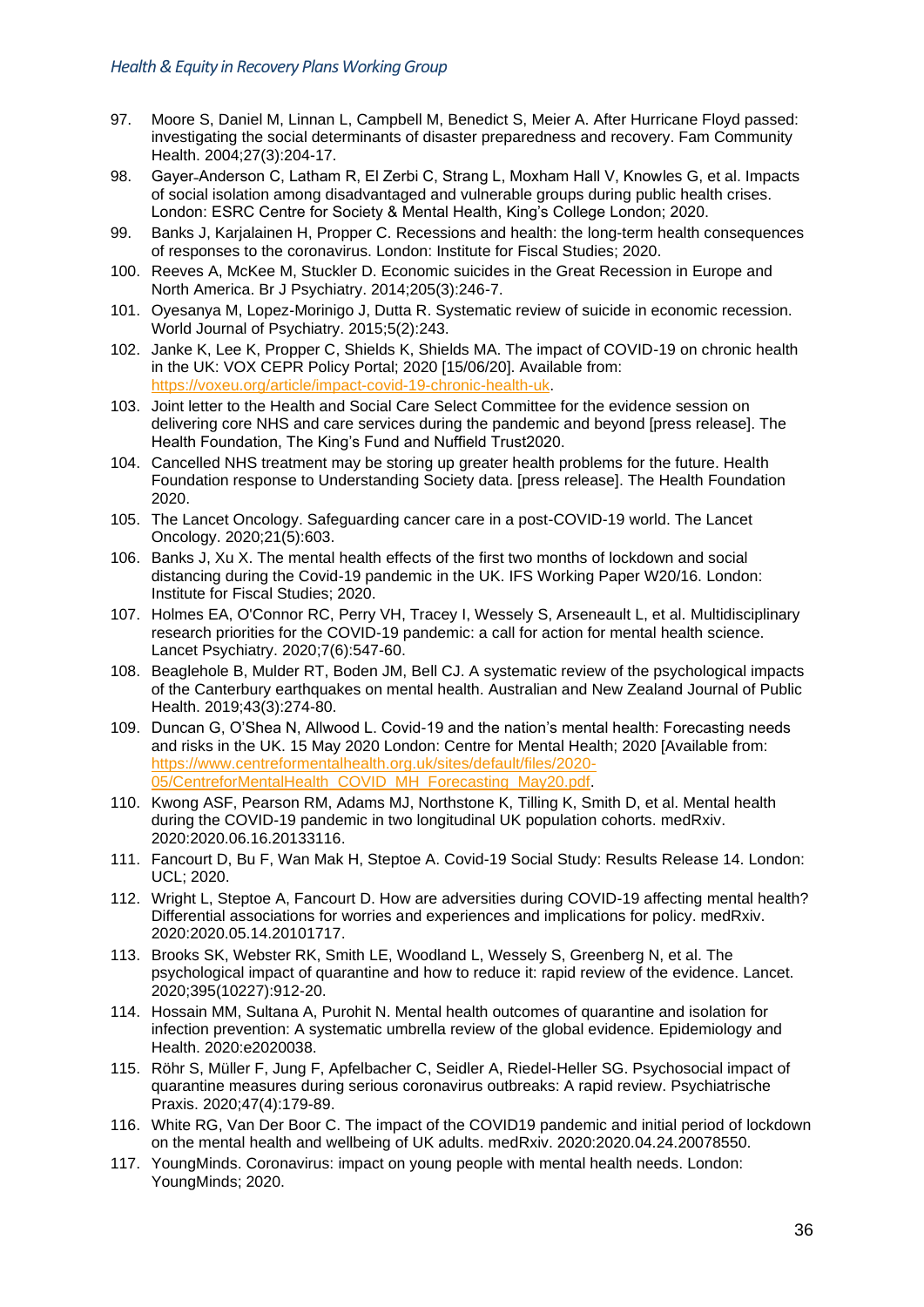97. Moore S, Daniel M, Linnan L, Campbell M, Benedict S, Meier A. After Hurricane Floyd passed: investigating the social determinants of disaster preparedness and recovery. Fam Community Health. 2004;27(3):204-17.
98. Gayer-Anderson C, Latham R, El Zerbi C, Strang L, Moxham Hall V, Knowles G, et al. Impacts of social isolation among disadvantaged and vulnerable groups during public health crises. London: ESRC Centre for Society & Mental Health, King's College London; 2020.
99. Banks J, Karjalainen H, Propper C. Recessions and health: the long-term health consequences of responses to the coronavirus. London: Institute for Fiscal Studies; 2020.
100. Reeves A, McKee M, Stuckler D. Economic suicides in the Great Recession in Europe and North America. Br J Psychiatry. 2014;205(3):246-7.
101. Oyesanya M, Lopez-Morinigo J, Dutta R. Systematic review of suicide in economic recession. World Journal of Psychiatry. 2015;5(2):243.
102. Janke K, Lee K, Propper C, Shields K, Shields MA. The impact of COVID-19 on chronic health in the UK: VOX CEPR Policy Portal; 2020 [15/06/20]. Available from: https://voxeu.org/article/impact-covid-19-chronic-health-uk.
103. Joint letter to the Health and Social Care Select Committee for the evidence session on delivering core NHS and care services during the pandemic and beyond [press release]. The Health Foundation, The King's Fund and Nuffield Trust2020.
104. Cancelled NHS treatment may be storing up greater health problems for the future. Health Foundation response to Understanding Society data. [press release]. The Health Foundation 2020.
105. The Lancet Oncology. Safeguarding cancer care in a post-COVID-19 world. The Lancet Oncology. 2020;21(5):603.
106. Banks J, Xu X. The mental health effects of the first two months of lockdown and social distancing during the Covid-19 pandemic in the UK. IFS Working Paper W20/16. London: Institute for Fiscal Studies; 2020.
107. Holmes EA, O'Connor RC, Perry VH, Tracey I, Wessely S, Arseneault L, et al. Multidisciplinary research priorities for the COVID-19 pandemic: a call for action for mental health science. Lancet Psychiatry. 2020;7(6):547-60.
108. Beaglehole B, Mulder RT, Boden JM, Bell CJ. A systematic review of the psychological impacts of the Canterbury earthquakes on mental health. Australian and New Zealand Journal of Public Health. 2019;43(3):274-80.
109. Duncan G, O'Shea N, Allwood L. Covid-19 and the nation's mental health: Forecasting needs and risks in the UK. 15 May 2020 London: Centre for Mental Health; 2020 [Available from: https://www.centreformentalhealth.org.uk/sites/default/files/2020-05/CentreforMentalHealth_COVID_MH_Forecasting_May20.pdf.
110. Kwong ASF, Pearson RM, Adams MJ, Northstone K, Tilling K, Smith D, et al. Mental health during the COVID-19 pandemic in two longitudinal UK population cohorts. medRxiv. 2020:2020.06.16.20133116.
111. Fancourt D, Bu F, Wan Mak H, Steptoe A. Covid-19 Social Study: Results Release 14. London: UCL; 2020.
112. Wright L, Steptoe A, Fancourt D. How are adversities during COVID-19 affecting mental health? Differential associations for worries and experiences and implications for policy. medRxiv. 2020:2020.05.14.20101717.
113. Brooks SK, Webster RK, Smith LE, Woodland L, Wessely S, Greenberg N, et al. The psychological impact of quarantine and how to reduce it: rapid review of the evidence. Lancet. 2020;395(10227):912-20.
114. Hossain MM, Sultana A, Purohit N. Mental health outcomes of quarantine and isolation for infection prevention: A systematic umbrella review of the global evidence. Epidemiology and Health. 2020:e2020038.
115. Röhr S, Müller F, Jung F, Apfelbacher C, Seidler A, Riedel-Heller SG. Psychosocial impact of quarantine measures during serious coronavirus outbreaks: A rapid review. Psychiatrische Praxis. 2020;47(4):179-89.
116. White RG, Van Der Boor C. The impact of the COVID19 pandemic and initial period of lockdown on the mental health and wellbeing of UK adults. medRxiv. 2020:2020.04.24.20078550.
117. YoungMinds. Coronavirus: impact on young people with mental health needs. London: YoungMinds; 2020.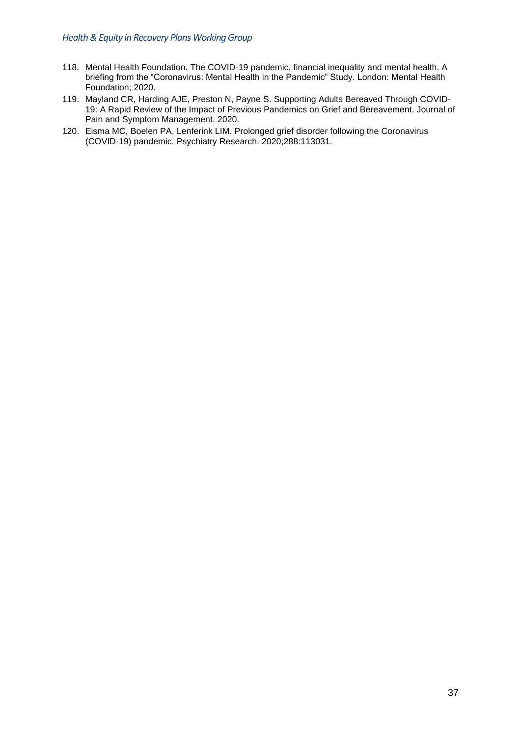118. Mental Health Foundation. The COVID-19 pandemic, financial inequality and mental health. A briefing from the "Coronavirus: Mental Health in the Pandemic" Study. London: Mental Health Foundation; 2020.
119. Mayland CR, Harding AJE, Preston N, Payne S. Supporting Adults Bereaved Through COVID-19: A Rapid Review of the Impact of Previous Pandemics on Grief and Bereavement. Journal of Pain and Symptom Management. 2020.
120. Eisma MC, Boelen PA, Lenferink LIM. Prolonged grief disorder following the Coronavirus (COVID-19) pandemic. Psychiatry Research. 2020;288:113031.